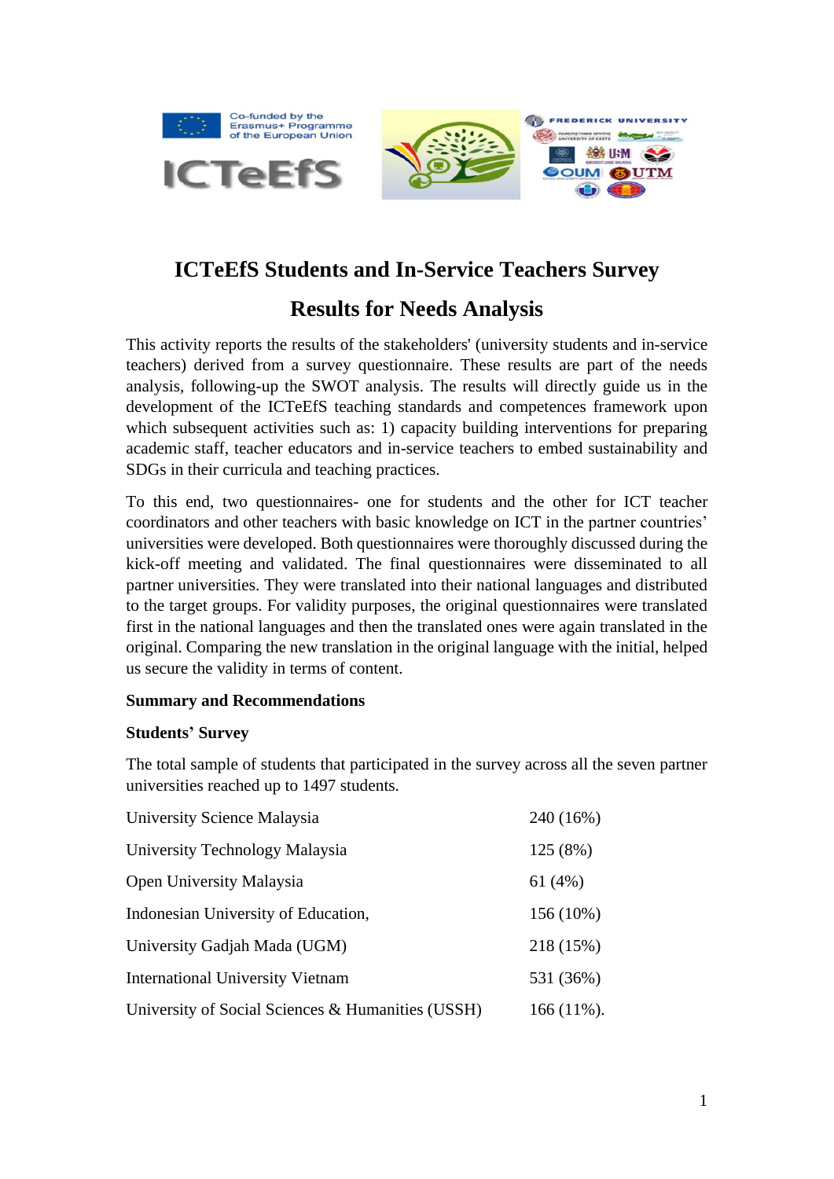# ICTeEfS Students and In-Service Teachers Survey

## Results for Needs Analysis

This activity reports the results of the stakeholders' (university students and in-service teachers) derived from a survey questionnaire. These results are part of the needs analysis, following-up the SWOT analysis. The results will directly guide us in the development of the ICTeEfS teaching standards and competences framework upon which subsequent activities such as: 1) capacity building interventions for preparing academic staff, teacher educators and in-service teachers to embed sustainability and SDGs in their curricula and teaching practices.

To this end, two questionnaires- one for students and the other for ICT teacher coordinators and other teachers with basic knowledge on ICT in the partner countries' universities were developed. Both questionnaires were thoroughly discussed during the kick-off meeting and validated. The final questionnaires were disseminated to all partner universities. They were translated into their national languages and distributed to the target groups. For validity purposes, the original questionnaires were translated first in the national languages and then the translated ones were again translated in the original. Comparing the new translation in the original language with the initial, helped us secure the validity in terms of content.

**Summary and Recommendations**

**Students' Survey**

The total sample of students that participated in the survey across all the seven partner universities reached up to 1497 students.

| | |
|---|---|
| University Science Malaysia | 240 (16%) |
| University Technology Malaysia | 125 (8%) |
| Open University Malaysia | 61 (4%) |
| Indonesian University of Education, | 156 (10%) |
| University Gadjah Mada (UGM) | 218 (15%) |
| International University Vietnam | 531 (36%) |
| University of Social Sciences & Humanities (USSH) | 166 (11%). |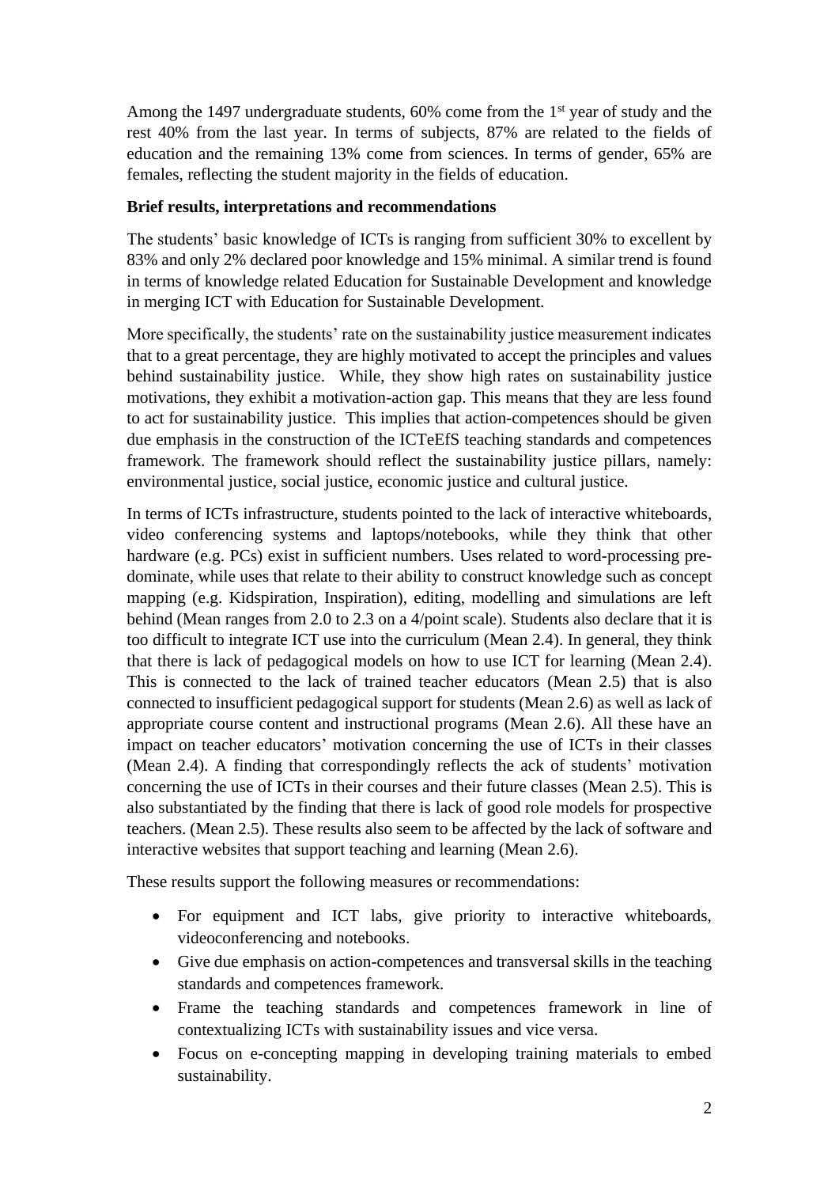Among the 1497 undergraduate students, 60% come from the 1st year of study and the rest 40% from the last year. In terms of subjects, 87% are related to the fields of education and the remaining 13% come from sciences. In terms of gender, 65% are females, reflecting the student majority in the fields of education.

**Brief results, interpretations and recommendations**

The students' basic knowledge of ICTs is ranging from sufficient 30% to excellent by 83% and only 2% declared poor knowledge and 15% minimal. A similar trend is found in terms of knowledge related Education for Sustainable Development and knowledge in merging ICT with Education for Sustainable Development.

More specifically, the students' rate on the sustainability justice measurement indicates that to a great percentage, they are highly motivated to accept the principles and values behind sustainability justice. While, they show high rates on sustainability justice motivations, they exhibit a motivation-action gap. This means that they are less found to act for sustainability justice. This implies that action-competences should be given due emphasis in the construction of the ICTeEfS teaching standards and competences framework. The framework should reflect the sustainability justice pillars, namely: environmental justice, social justice, economic justice and cultural justice.

In terms of ICTs infrastructure, students pointed to the lack of interactive whiteboards, video conferencing systems and laptops/notebooks, while they think that other hardware (e.g. PCs) exist in sufficient numbers. Uses related to word-processing pre-dominate, while uses that relate to their ability to construct knowledge such as concept mapping (e.g. Kidspiration, Inspiration), editing, modelling and simulations are left behind (Mean ranges from 2.0 to 2.3 on a 4/point scale). Students also declare that it is too difficult to integrate ICT use into the curriculum (Mean 2.4). In general, they think that there is lack of pedagogical models on how to use ICT for learning (Mean 2.4). This is connected to the lack of trained teacher educators (Mean 2.5) that is also connected to insufficient pedagogical support for students (Mean 2.6) as well as lack of appropriate course content and instructional programs (Mean 2.6). All these have an impact on teacher educators' motivation concerning the use of ICTs in their classes (Mean 2.4). A finding that correspondingly reflects the ack of students' motivation concerning the use of ICTs in their courses and their future classes (Mean 2.5). This is also substantiated by the finding that there is lack of good role models for prospective teachers. (Mean 2.5). These results also seem to be affected by the lack of software and interactive websites that support teaching and learning (Mean 2.6).

These results support the following measures or recommendations:

- For equipment and ICT labs, give priority to interactive whiteboards, videoconferencing and notebooks.
- Give due emphasis on action-competences and transversal skills in the teaching standards and competences framework.
- Frame the teaching standards and competences framework in line of contextualizing ICTs with sustainability issues and vice versa.
- Focus on e-concepting mapping in developing training materials to embed sustainability.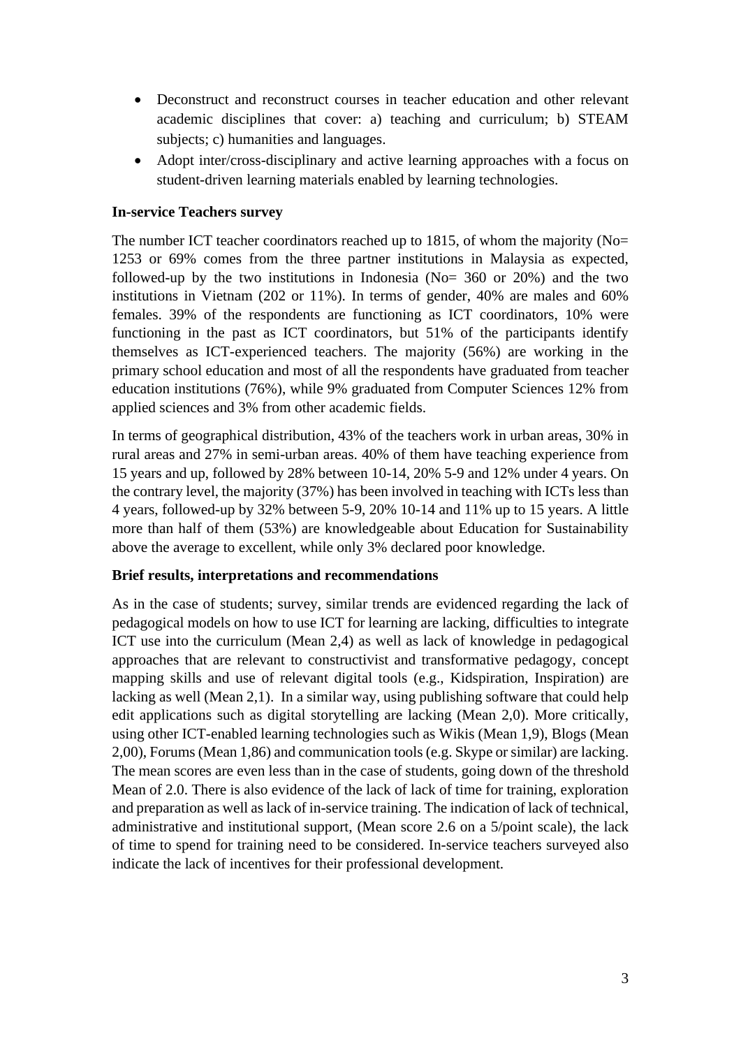- Deconstruct and reconstruct courses in teacher education and other relevant academic disciplines that cover: a) teaching and curriculum; b) STEAM subjects; c) humanities and languages.
- Adopt inter/cross-disciplinary and active learning approaches with a focus on student-driven learning materials enabled by learning technologies.

**In-service Teachers survey**

The number ICT teacher coordinators reached up to 1815, of whom the majority (No= 1253 or 69% comes from the three partner institutions in Malaysia as expected, followed-up by the two institutions in Indonesia (No= 360 or 20%) and the two institutions in Vietnam (202 or 11%). In terms of gender, 40% are males and 60% females. 39% of the respondents are functioning as ICT coordinators, 10% were functioning in the past as ICT coordinators, but 51% of the participants identify themselves as ICT-experienced teachers. The majority (56%) are working in the primary school education and most of all the respondents have graduated from teacher education institutions (76%), while 9% graduated from Computer Sciences 12% from applied sciences and 3% from other academic fields.

In terms of geographical distribution, 43% of the teachers work in urban areas, 30% in rural areas and 27% in semi-urban areas. 40% of them have teaching experience from 15 years and up, followed by 28% between 10-14, 20% 5-9 and 12% under 4 years. On the contrary level, the majority (37%) has been involved in teaching with ICTs less than 4 years, followed-up by 32% between 5-9, 20% 10-14 and 11% up to 15 years. A little more than half of them (53%) are knowledgeable about Education for Sustainability above the average to excellent, while only 3% declared poor knowledge.

**Brief results, interpretations and recommendations**

As in the case of students; survey, similar trends are evidenced regarding the lack of pedagogical models on how to use ICT for learning are lacking, difficulties to integrate ICT use into the curriculum (Mean 2,4) as well as lack of knowledge in pedagogical approaches that are relevant to constructivist and transformative pedagogy, concept mapping skills and use of relevant digital tools (e.g., Kidspiration, Inspiration) are lacking as well (Mean 2,1). In a similar way, using publishing software that could help edit applications such as digital storytelling are lacking (Mean 2,0). More critically, using other ICT-enabled learning technologies such as Wikis (Mean 1,9), Blogs (Mean 2,00), Forums (Mean 1,86) and communication tools (e.g. Skype or similar) are lacking. The mean scores are even less than in the case of students, going down of the threshold Mean of 2.0. There is also evidence of the lack of lack of time for training, exploration and preparation as well as lack of in-service training. The indication of lack of technical, administrative and institutional support, (Mean score 2.6 on a 5/point scale), the lack of time to spend for training need to be considered. In-service teachers surveyed also indicate the lack of incentives for their professional development.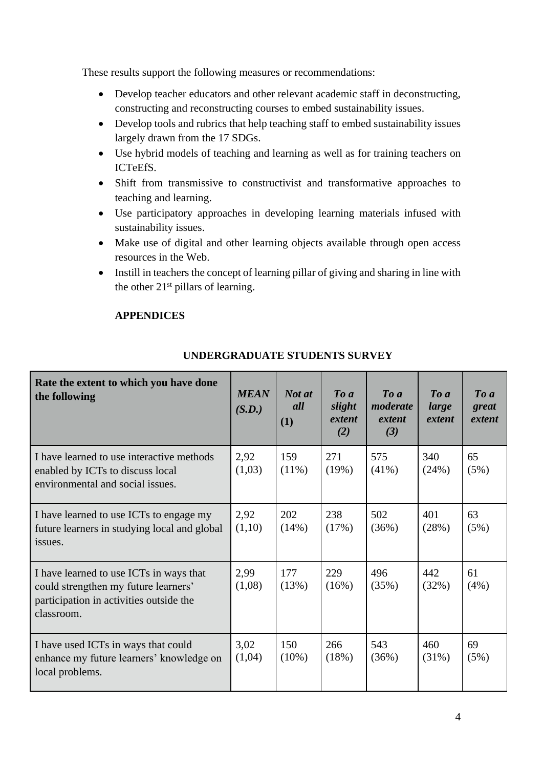These results support the following measures or recommendations:

- Develop teacher educators and other relevant academic staff in deconstructing, constructing and reconstructing courses to embed sustainability issues.
- Develop tools and rubrics that help teaching staff to embed sustainability issues largely drawn from the 17 SDGs.
- Use hybrid models of teaching and learning as well as for training teachers on ICTeEfS.
- Shift from transmissive to constructivist and transformative approaches to teaching and learning.
- Use participatory approaches in developing learning materials infused with sustainability issues.
- Make use of digital and other learning objects available through open access resources in the Web.
- Instill in teachers the concept of learning pillar of giving and sharing in line with the other 21st pillars of learning.

## APPENDICES

### UNDERGRADUATE STUDENTS SURVEY

| Rate the extent to which you have done the following | *MEAN (S.D.)* | *Not at all* **(1)** | *To a slight extent (2)* | *To a moderate extent (3)* | *To a large extent* | *To a great extent* |
|---|---|---|---|---|---|---|
| I have learned to use interactive methods enabled by ICTs to discuss local environmental and social issues. | 2,92 (1,03) | 159 (11%) | 271 (19%) | 575 (41%) | 340 (24%) | 65 (5%) |
| I have learned to use ICTs to engage my future learners in studying local and global issues. | 2,92 (1,10) | 202 (14%) | 238 (17%) | 502 (36%) | 401 (28%) | 63 (5%) |
| I have learned to use ICTs in ways that could strengthen my future learners' participation in activities outside the classroom. | 2,99 (1,08) | 177 (13%) | 229 (16%) | 496 (35%) | 442 (32%) | 61 (4%) |
| I have used ICTs in ways that could enhance my future learners' knowledge on local problems. | 3,02 (1,04) | 150 (10%) | 266 (18%) | 543 (36%) | 460 (31%) | 69 (5%) |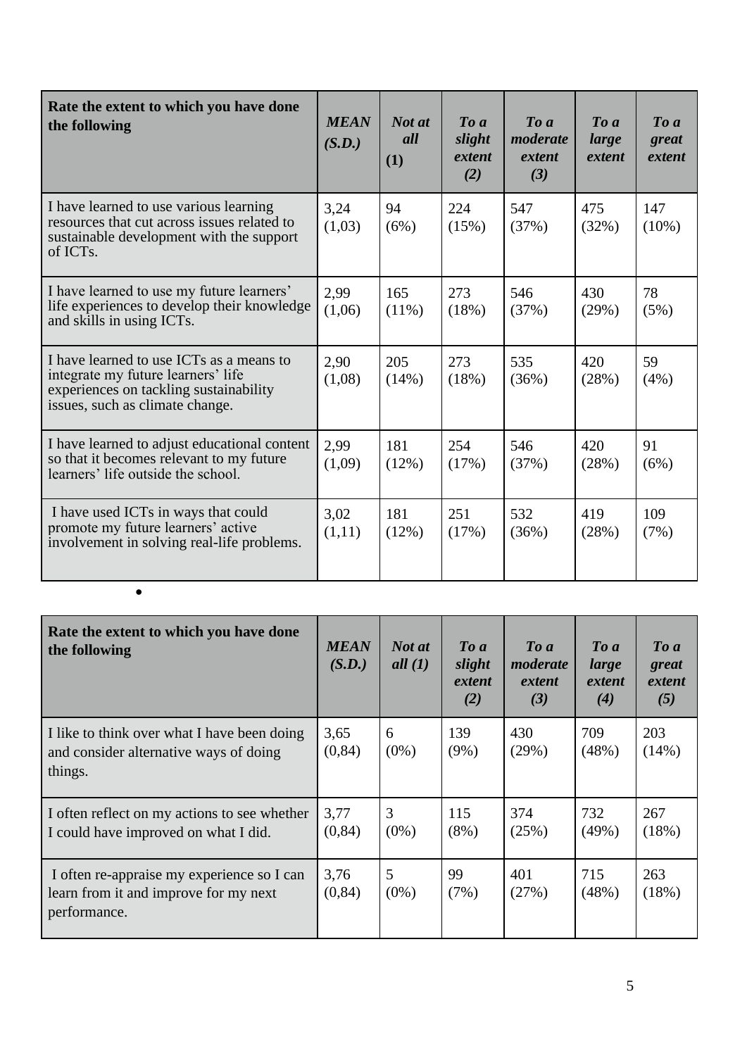| Rate the extent to which you have done the following | *MEAN (S.D.)* | *Not at all* (1) | *To a slight extent (2)* | *To a moderate extent (3)* | *To a large extent* | *To a great extent* |
|---|---|---|---|---|---|---|
| I have learned to use various learning resources that cut across issues related to sustainable development with the support of ICTs. | 3,24 (1,03) | 94 (6%) | 224 (15%) | 547 (37%) | 475 (32%) | 147 (10%) |
| I have learned to use my future learners' life experiences to develop their knowledge and skills in using ICTs. | 2,99 (1,06) | 165 (11%) | 273 (18%) | 546 (37%) | 430 (29%) | 78 (5%) |
| I have learned to use ICTs as a means to integrate my future learners' life experiences on tackling sustainability issues, such as climate change. | 2,90 (1,08) | 205 (14%) | 273 (18%) | 535 (36%) | 420 (28%) | 59 (4%) |
| I have learned to adjust educational content so that it becomes relevant to my future learners' life outside the school. | 2,99 (1,09) | 181 (12%) | 254 (17%) | 546 (37%) | 420 (28%) | 91 (6%) |
| I have used ICTs in ways that could promote my future learners' active involvement in solving real-life problems. | 3,02 (1,11) | 181 (12%) | 251 (17%) | 532 (36%) | 419 (28%) | 109 (7%) |

| Rate the extent to which you have done the following | *MEAN (S.D.)* | *Not at all (1)* | *To a slight extent (2)* | *To a moderate extent (3)* | *To a large extent (4)* | *To a great extent (5)* |
|---|---|---|---|---|---|---|
| I like to think over what I have been doing and consider alternative ways of doing things. | 3,65 (0,84) | 6 (0%) | 139 (9%) | 430 (29%) | 709 (48%) | 203 (14%) |
| I often reflect on my actions to see whether I could have improved on what I did. | 3,77 (0,84) | 3 (0%) | 115 (8%) | 374 (25%) | 732 (49%) | 267 (18%) |
| I often re-appraise my experience so I can learn from it and improve for my next performance. | 3,76 (0,84) | 5 (0%) | 99 (7%) | 401 (27%) | 715 (48%) | 263 (18%) |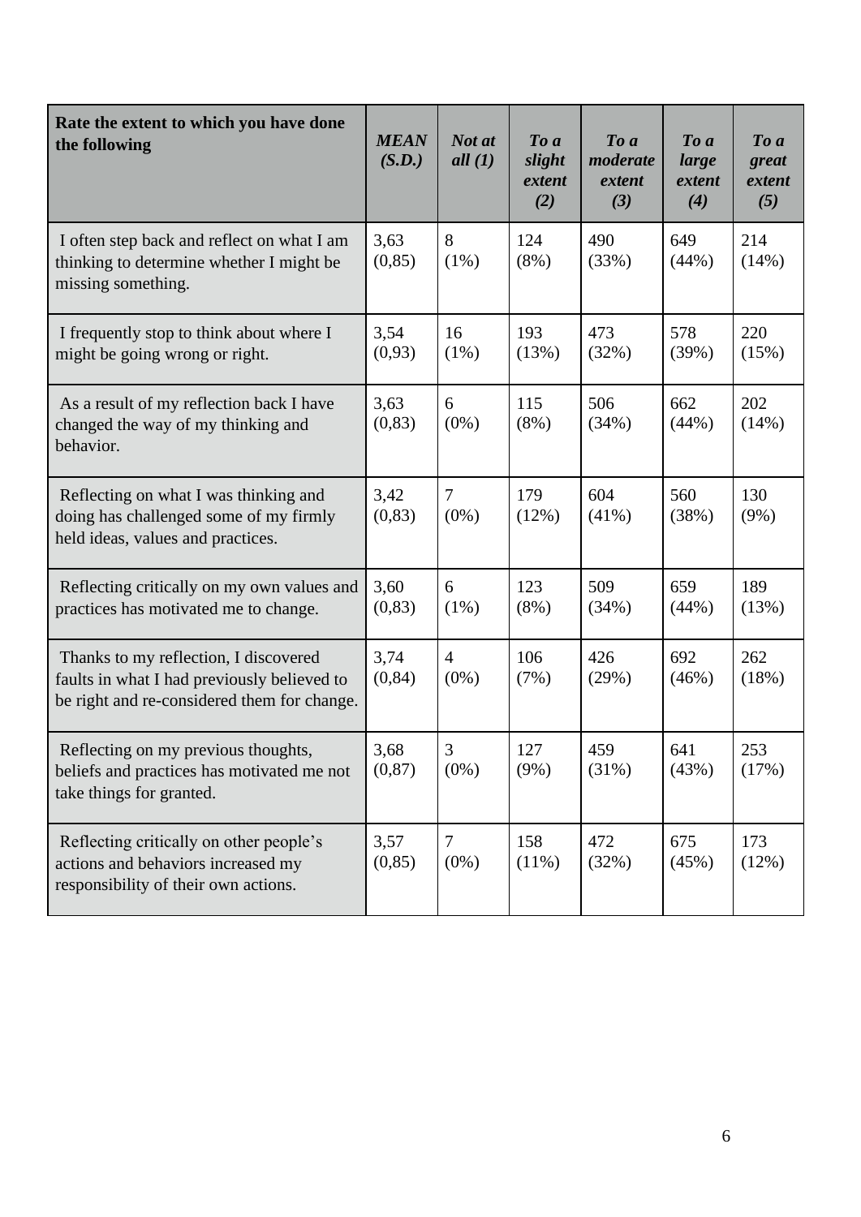| **Rate the extent to which you have done the following** | ***MEAN (S.D.)*** | ***Not at all (1)*** | ***To a slight extent (2)*** | ***To a moderate extent (3)*** | ***To a large extent (4)*** | ***To a great extent (5)*** |
|---|---|---|---|---|---|---|
| I often step back and reflect on what I am thinking to determine whether I might be missing something. | 3,63 (0,85) | 8 (1%) | 124 (8%) | 490 (33%) | 649 (44%) | 214 (14%) |
| I frequently stop to think about where I might be going wrong or right. | 3,54 (0,93) | 16 (1%) | 193 (13%) | 473 (32%) | 578 (39%) | 220 (15%) |
| As a result of my reflection back I have changed the way of my thinking and behavior. | 3,63 (0,83) | 6 (0%) | 115 (8%) | 506 (34%) | 662 (44%) | 202 (14%) |
| Reflecting on what I was thinking and doing has challenged some of my firmly held ideas, values and practices. | 3,42 (0,83) | 7 (0%) | 179 (12%) | 604 (41%) | 560 (38%) | 130 (9%) |
| Reflecting critically on my own values and practices has motivated me to change. | 3,60 (0,83) | 6 (1%) | 123 (8%) | 509 (34%) | 659 (44%) | 189 (13%) |
| Thanks to my reflection, I discovered faults in what I had previously believed to be right and re-considered them for change. | 3,74 (0,84) | 4 (0%) | 106 (7%) | 426 (29%) | 692 (46%) | 262 (18%) |
| Reflecting on my previous thoughts, beliefs and practices has motivated me not take things for granted. | 3,68 (0,87) | 3 (0%) | 127 (9%) | 459 (31%) | 641 (43%) | 253 (17%) |
| Reflecting critically on other people's actions and behaviors increased my responsibility of their own actions. | 3,57 (0,85) | 7 (0%) | 158 (11%) | 472 (32%) | 675 (45%) | 173 (12%) |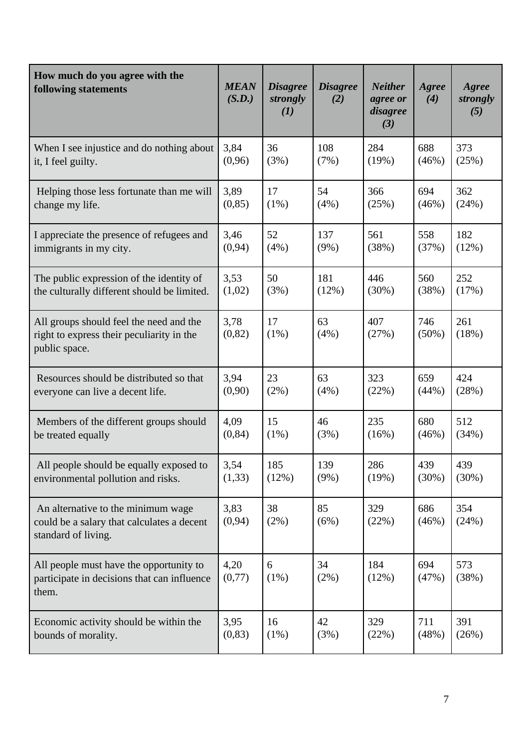| How much do you agree with the following statements | ***MEAN (S.D.)*** | ***Disagree strongly (1)*** | ***Disagree (2)*** | ***Neither agree or disagree (3)*** | ***Agree (4)*** | ***Agree strongly (5)*** |
|---|---|---|---|---|---|---|
| When I see injustice and do nothing about it, I feel guilty. | 3,84 (0,96) | 36 (3%) | 108 (7%) | 284 (19%) | 688 (46%) | 373 (25%) |
| Helping those less fortunate than me will change my life. | 3,89 (0,85) | 17 (1%) | 54 (4%) | 366 (25%) | 694 (46%) | 362 (24%) |
| I appreciate the presence of refugees and immigrants in my city. | 3,46 (0,94) | 52 (4%) | 137 (9%) | 561 (38%) | 558 (37%) | 182 (12%) |
| The public expression of the identity of the culturally different should be limited. | 3,53 (1,02) | 50 (3%) | 181 (12%) | 446 (30%) | 560 (38%) | 252 (17%) |
| All groups should feel the need and the right to express their peculiarity in the public space. | 3,78 (0,82) | 17 (1%) | 63 (4%) | 407 (27%) | 746 (50%) | 261 (18%) |
| Resources should be distributed so that everyone can live a decent life. | 3,94 (0,90) | 23 (2%) | 63 (4%) | 323 (22%) | 659 (44%) | 424 (28%) |
| Members of the different groups should be treated equally | 4,09 (0,84) | 15 (1%) | 46 (3%) | 235 (16%) | 680 (46%) | 512 (34%) |
| All people should be equally exposed to environmental pollution and risks. | 3,54 (1,33) | 185 (12%) | 139 (9%) | 286 (19%) | 439 (30%) | 439 (30%) |
| An alternative to the minimum wage could be a salary that calculates a decent standard of living. | 3,83 (0,94) | 38 (2%) | 85 (6%) | 329 (22%) | 686 (46%) | 354 (24%) |
| All people must have the opportunity to participate in decisions that can influence them. | 4,20 (0,77) | 6 (1%) | 34 (2%) | 184 (12%) | 694 (47%) | 573 (38%) |
| Economic activity should be within the bounds of morality. | 3,95 (0,83) | 16 (1%) | 42 (3%) | 329 (22%) | 711 (48%) | 391 (26%) |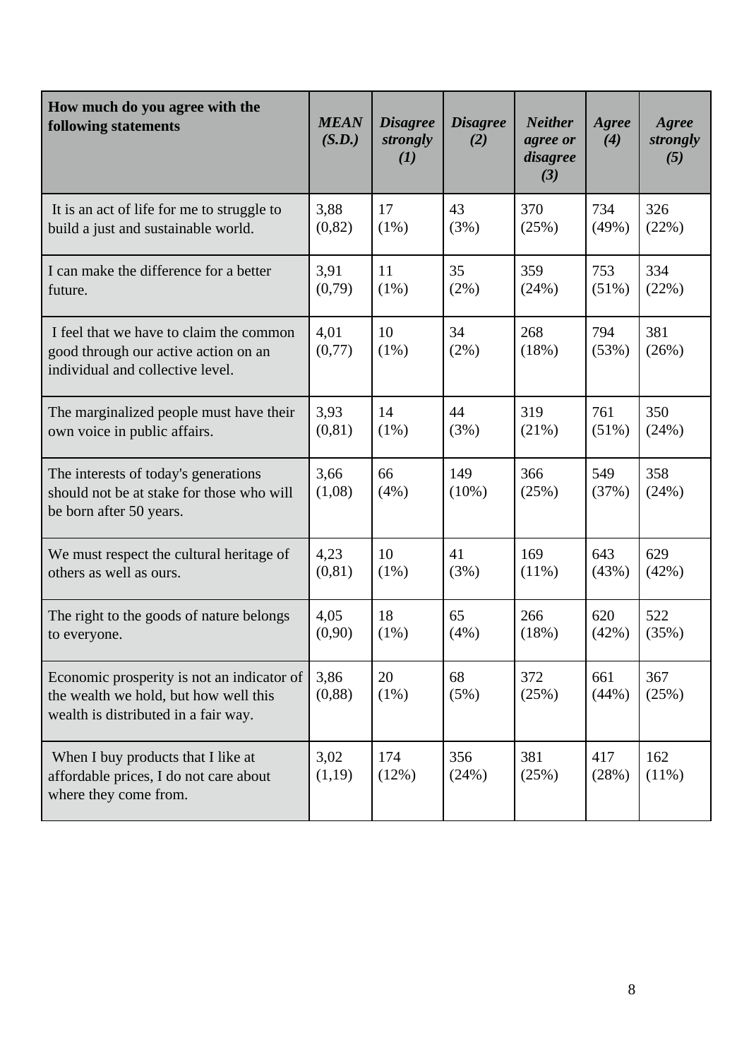| How much do you agree with the following statements | *MEAN (S.D.)* | *Disagree strongly (1)* | *Disagree (2)* | *Neither agree or disagree (3)* | *Agree (4)* | *Agree strongly (5)* |
|---|---|---|---|---|---|---|
| It is an act of life for me to struggle to build a just and sustainable world. | 3,88 (0,82) | 17 (1%) | 43 (3%) | 370 (25%) | 734 (49%) | 326 (22%) |
| I can make the difference for a better future. | 3,91 (0,79) | 11 (1%) | 35 (2%) | 359 (24%) | 753 (51%) | 334 (22%) |
| I feel that we have to claim the common good through our active action on an individual and collective level. | 4,01 (0,77) | 10 (1%) | 34 (2%) | 268 (18%) | 794 (53%) | 381 (26%) |
| The marginalized people must have their own voice in public affairs. | 3,93 (0,81) | 14 (1%) | 44 (3%) | 319 (21%) | 761 (51%) | 350 (24%) |
| The interests of today's generations should not be at stake for those who will be born after 50 years. | 3,66 (1,08) | 66 (4%) | 149 (10%) | 366 (25%) | 549 (37%) | 358 (24%) |
| We must respect the cultural heritage of others as well as ours. | 4,23 (0,81) | 10 (1%) | 41 (3%) | 169 (11%) | 643 (43%) | 629 (42%) |
| The right to the goods of nature belongs to everyone. | 4,05 (0,90) | 18 (1%) | 65 (4%) | 266 (18%) | 620 (42%) | 522 (35%) |
| Economic prosperity is not an indicator of the wealth we hold, but how well this wealth is distributed in a fair way. | 3,86 (0,88) | 20 (1%) | 68 (5%) | 372 (25%) | 661 (44%) | 367 (25%) |
| When I buy products that I like at affordable prices, I do not care about where they come from. | 3,02 (1,19) | 174 (12%) | 356 (24%) | 381 (25%) | 417 (28%) | 162 (11%) |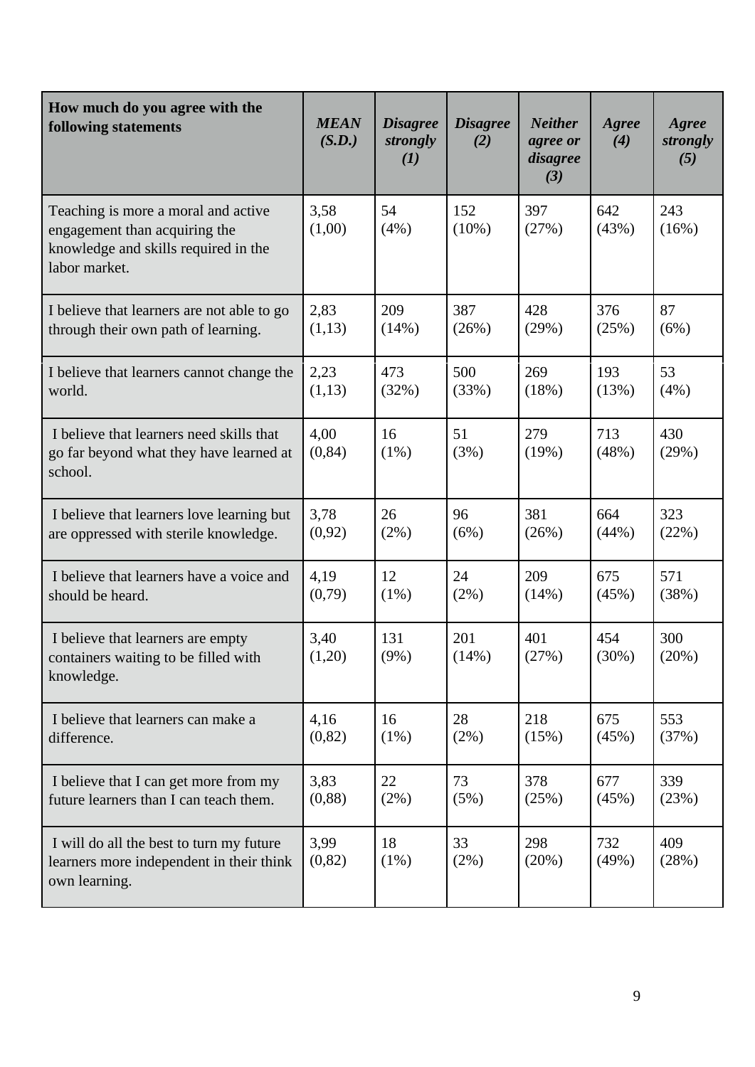| **How much do you agree with the following statements** | ***MEAN (S.D.)*** | ***Disagree strongly (1)*** | ***Disagree (2)*** | ***Neither agree or disagree (3)*** | ***Agree (4)*** | ***Agree strongly (5)*** |
|---|---|---|---|---|---|---|
| Teaching is more a moral and active engagement than acquiring the knowledge and skills required in the labor market. | 3,58 (1,00) | 54 (4%) | 152 (10%) | 397 (27%) | 642 (43%) | 243 (16%) |
| I believe that learners are not able to go through their own path of learning. | 2,83 (1,13) | 209 (14%) | 387 (26%) | 428 (29%) | 376 (25%) | 87 (6%) |
| I believe that learners cannot change the world. | 2,23 (1,13) | 473 (32%) | 500 (33%) | 269 (18%) | 193 (13%) | 53 (4%) |
| I believe that learners need skills that go far beyond what they have learned at school. | 4,00 (0,84) | 16 (1%) | 51 (3%) | 279 (19%) | 713 (48%) | 430 (29%) |
| I believe that learners love learning but are oppressed with sterile knowledge. | 3,78 (0,92) | 26 (2%) | 96 (6%) | 381 (26%) | 664 (44%) | 323 (22%) |
| I believe that learners have a voice and should be heard. | 4,19 (0,79) | 12 (1%) | 24 (2%) | 209 (14%) | 675 (45%) | 571 (38%) |
| I believe that learners are empty containers waiting to be filled with knowledge. | 3,40 (1,20) | 131 (9%) | 201 (14%) | 401 (27%) | 454 (30%) | 300 (20%) |
| I believe that learners can make a difference. | 4,16 (0,82) | 16 (1%) | 28 (2%) | 218 (15%) | 675 (45%) | 553 (37%) |
| I believe that I can get more from my future learners than I can teach them. | 3,83 (0,88) | 22 (2%) | 73 (5%) | 378 (25%) | 677 (45%) | 339 (23%) |
| I will do all the best to turn my future learners more independent in their think own learning. | 3,99 (0,82) | 18 (1%) | 33 (2%) | 298 (20%) | 732 (49%) | 409 (28%) |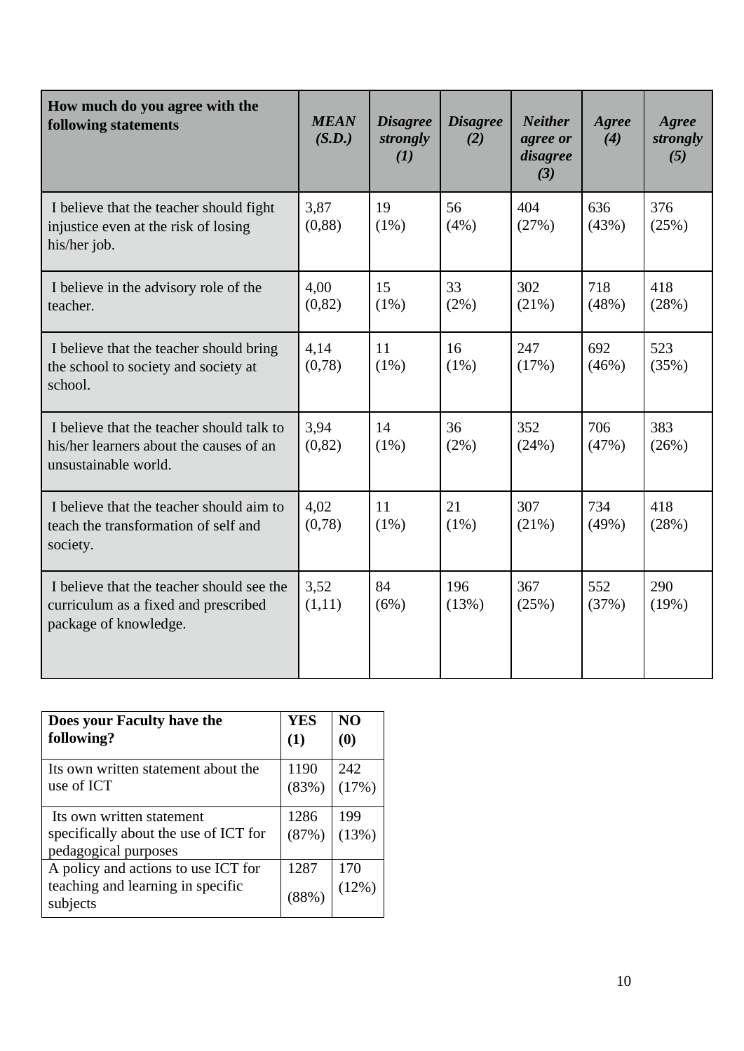| **How much do you agree with the following statements** | ***MEAN (S.D.)*** | ***Disagree strongly (1)*** | ***Disagree (2)*** | ***Neither agree or disagree (3)*** | ***Agree (4)*** | ***Agree strongly (5)*** |
|---|---|---|---|---|---|---|
| I believe that the teacher should fight injustice even at the risk of losing his/her job. | 3,87 (0,88) | 19 (1%) | 56 (4%) | 404 (27%) | 636 (43%) | 376 (25%) |
| I believe in the advisory role of the teacher. | 4,00 (0,82) | 15 (1%) | 33 (2%) | 302 (21%) | 718 (48%) | 418 (28%) |
| I believe that the teacher should bring the school to society and society at school. | 4,14 (0,78) | 11 (1%) | 16 (1%) | 247 (17%) | 692 (46%) | 523 (35%) |
| I believe that the teacher should talk to his/her learners about the causes of an unsustainable world. | 3,94 (0,82) | 14 (1%) | 36 (2%) | 352 (24%) | 706 (47%) | 383 (26%) |
| I believe that the teacher should aim to teach the transformation of self and society. | 4,02 (0,78) | 11 (1%) | 21 (1%) | 307 (21%) | 734 (49%) | 418 (28%) |
| I believe that the teacher should see the curriculum as a fixed and prescribed package of knowledge. | 3,52 (1,11) | 84 (6%) | 196 (13%) | 367 (25%) | 552 (37%) | 290 (19%) |

| **Does your Faculty have the following?** | **YES (1)** | **NO (0)** |
|---|---|---|
| Its own written statement about the use of ICT | 1190 (83%) | 242 (17%) |
| Its own written statement specifically about the use of ICT for pedagogical purposes | 1286 (87%) | 199 (13%) |
| A policy and actions to use ICT for teaching and learning in specific subjects | 1287 (88%) | 170 (12%) |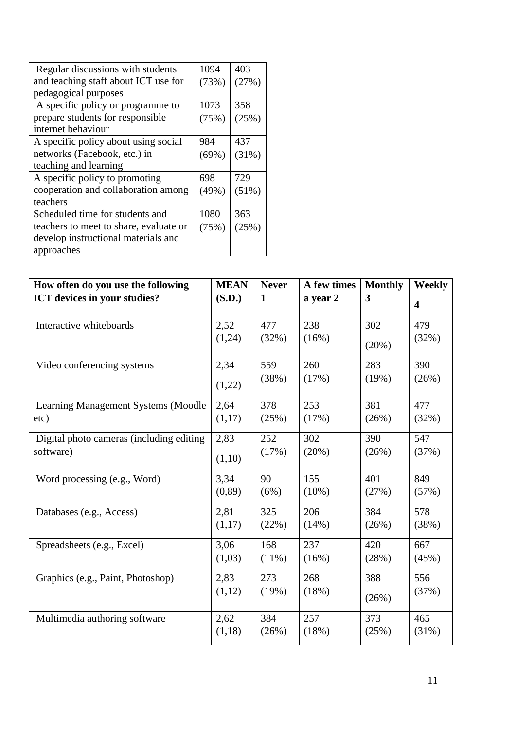| | | |
|---|---|---|
| Regular discussions with students and teaching staff about ICT use for pedagogical purposes | 1094 (73%) | 403 (27%) |
| A specific policy or programme to prepare students for responsible internet behaviour | 1073 (75%) | 358 (25%) |
| A specific policy about using social networks (Facebook, etc.) in teaching and learning | 984 (69%) | 437 (31%) |
| A specific policy to promoting cooperation and collaboration among teachers | 698 (49%) | 729 (51%) |
| Scheduled time for students and teachers to meet to share, evaluate or develop instructional materials and approaches | 1080 (75%) | 363 (25%) |

| **How often do you use the following ICT devices in your studies?** | **MEAN (S.D.)** | **Never 1** | **A few times a year 2** | **Monthly 3** | **Weekly 4** |
|---|---|---|---|---|---|
| Interactive whiteboards | 2,52 (1,24) | 477 (32%) | 238 (16%) | 302 (20%) | 479 (32%) |
| Video conferencing systems | 2,34 (1,22) | 559 (38%) | 260 (17%) | 283 (19%) | 390 (26%) |
| Learning Management Systems (Moodle etc) | 2,64 (1,17) | 378 (25%) | 253 (17%) | 381 (26%) | 477 (32%) |
| Digital photo cameras (including editing software) | 2,83 (1,10) | 252 (17%) | 302 (20%) | 390 (26%) | 547 (37%) |
| Word processing (e.g., Word) | 3,34 (0,89) | 90 (6%) | 155 (10%) | 401 (27%) | 849 (57%) |
| Databases (e.g., Access) | 2,81 (1,17) | 325 (22%) | 206 (14%) | 384 (26%) | 578 (38%) |
| Spreadsheets (e.g., Excel) | 3,06 (1,03) | 168 (11%) | 237 (16%) | 420 (28%) | 667 (45%) |
| Graphics (e.g., Paint, Photoshop) | 2,83 (1,12) | 273 (19%) | 268 (18%) | 388 (26%) | 556 (37%) |
| Multimedia authoring software | 2,62 (1,18) | 384 (26%) | 257 (18%) | 373 (25%) | 465 (31%) |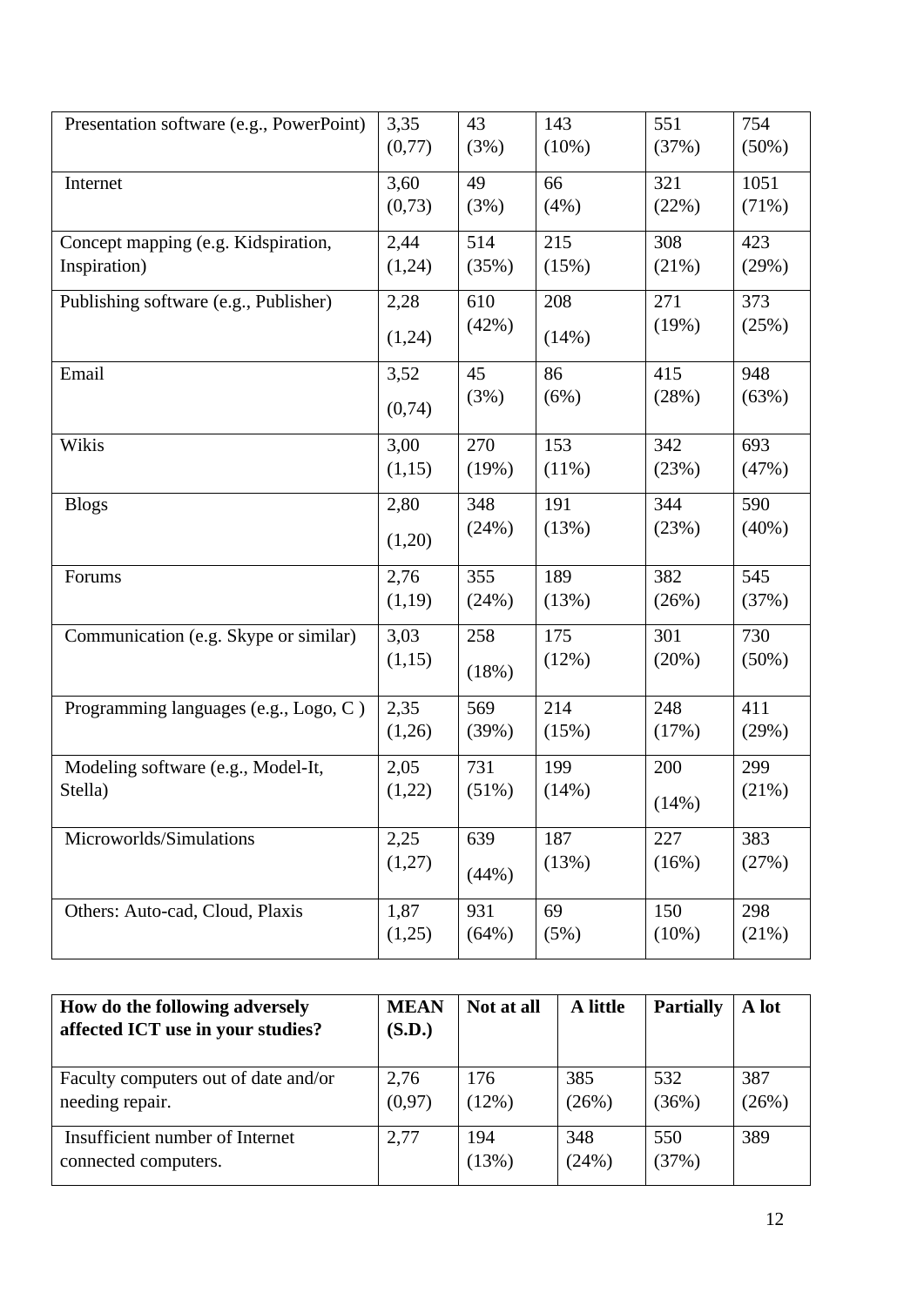| Presentation software (e.g., PowerPoint) | 3,35 (0,77) | 43 (3%) | 143 (10%) | 551 (37%) | 754 (50%) |
|---|---|---|---|---|---|
| Internet | 3,60 (0,73) | 49 (3%) | 66 (4%) | 321 (22%) | 1051 (71%) |
| Concept mapping (e.g. Kidspiration, Inspiration) | 2,44 (1,24) | 514 (35%) | 215 (15%) | 308 (21%) | 423 (29%) |
| Publishing software (e.g., Publisher) | 2,28 (1,24) | 610 (42%) | 208 (14%) | 271 (19%) | 373 (25%) |
| Email | 3,52 (0,74) | 45 (3%) | 86 (6%) | 415 (28%) | 948 (63%) |
| Wikis | 3,00 (1,15) | 270 (19%) | 153 (11%) | 342 (23%) | 693 (47%) |
| Blogs | 2,80 (1,20) | 348 (24%) | 191 (13%) | 344 (23%) | 590 (40%) |
| Forums | 2,76 (1,19) | 355 (24%) | 189 (13%) | 382 (26%) | 545 (37%) |
| Communication (e.g. Skype or similar) | 3,03 (1,15) | 258 (18%) | 175 (12%) | 301 (20%) | 730 (50%) |
| Programming languages (e.g., Logo, C ) | 2,35 (1,26) | 569 (39%) | 214 (15%) | 248 (17%) | 411 (29%) |
| Modeling software (e.g., Model-It, Stella) | 2,05 (1,22) | 731 (51%) | 199 (14%) | 200 (14%) | 299 (21%) |
| Microworlds/Simulations | 2,25 (1,27) | 639 (44%) | 187 (13%) | 227 (16%) | 383 (27%) |
| Others: Auto-cad, Cloud, Plaxis | 1,87 (1,25) | 931 (64%) | 69 (5%) | 150 (10%) | 298 (21%) |

| **How do the following adversely affected ICT use in your studies?** | **MEAN (S.D.)** | **Not at all** | **A little** | **Partially** | **A lot** |
|---|---|---|---|---|---|
| Faculty computers out of date and/or needing repair. | 2,76 (0,97) | 176 (12%) | 385 (26%) | 532 (36%) | 387 (26%) |
| Insufficient number of Internet connected computers. | 2,77 | 194 (13%) | 348 (24%) | 550 (37%) | 389 |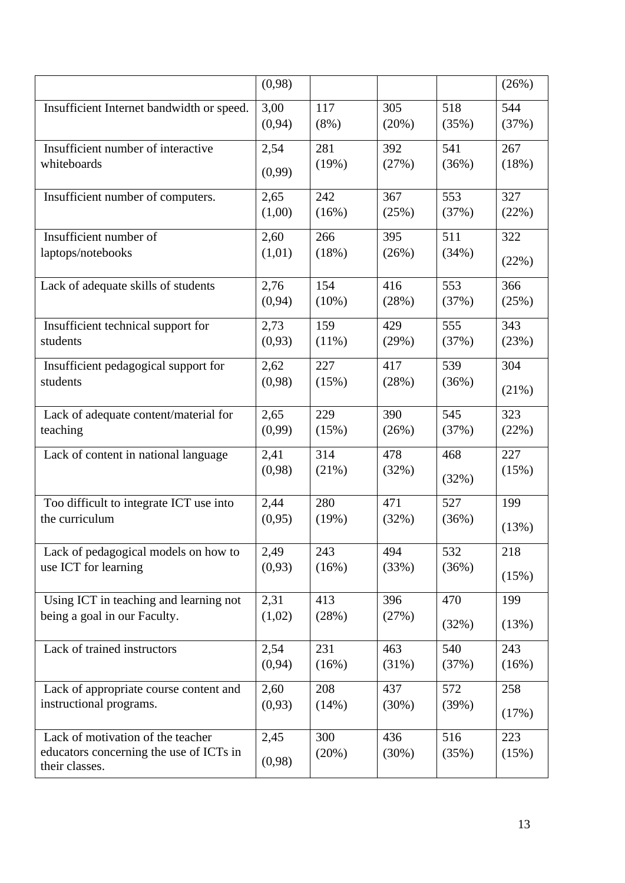|  | (0,98) |  |  |  | (26%) |
|---|---|---|---|---|---|
| Insufficient Internet bandwidth or speed. | 3,00 (0,94) | 117 (8%) | 305 (20%) | 518 (35%) | 544 (37%) |
| Insufficient number of interactive whiteboards | 2,54 (0,99) | 281 (19%) | 392 (27%) | 541 (36%) | 267 (18%) |
| Insufficient number of computers. | 2,65 (1,00) | 242 (16%) | 367 (25%) | 553 (37%) | 327 (22%) |
| Insufficient number of laptops/notebooks | 2,60 (1,01) | 266 (18%) | 395 (26%) | 511 (34%) | 322 (22%) |
| Lack of adequate skills of students | 2,76 (0,94) | 154 (10%) | 416 (28%) | 553 (37%) | 366 (25%) |
| Insufficient technical support for students | 2,73 (0,93) | 159 (11%) | 429 (29%) | 555 (37%) | 343 (23%) |
| Insufficient pedagogical support for students | 2,62 (0,98) | 227 (15%) | 417 (28%) | 539 (36%) | 304 (21%) |
| Lack of adequate content/material for teaching | 2,65 (0,99) | 229 (15%) | 390 (26%) | 545 (37%) | 323 (22%) |
| Lack of content in national language | 2,41 (0,98) | 314 (21%) | 478 (32%) | 468 (32%) | 227 (15%) |
| Too difficult to integrate ICT use into the curriculum | 2,44 (0,95) | 280 (19%) | 471 (32%) | 527 (36%) | 199 (13%) |
| Lack of pedagogical models on how to use ICT for learning | 2,49 (0,93) | 243 (16%) | 494 (33%) | 532 (36%) | 218 (15%) |
| Using ICT in teaching and learning not being a goal in our Faculty. | 2,31 (1,02) | 413 (28%) | 396 (27%) | 470 (32%) | 199 (13%) |
| Lack of trained instructors | 2,54 (0,94) | 231 (16%) | 463 (31%) | 540 (37%) | 243 (16%) |
| Lack of appropriate course content and instructional programs. | 2,60 (0,93) | 208 (14%) | 437 (30%) | 572 (39%) | 258 (17%) |
| Lack of motivation of the teacher educators concerning the use of ICTs in their classes. | 2,45 (0,98) | 300 (20%) | 436 (30%) | 516 (35%) | 223 (15%) |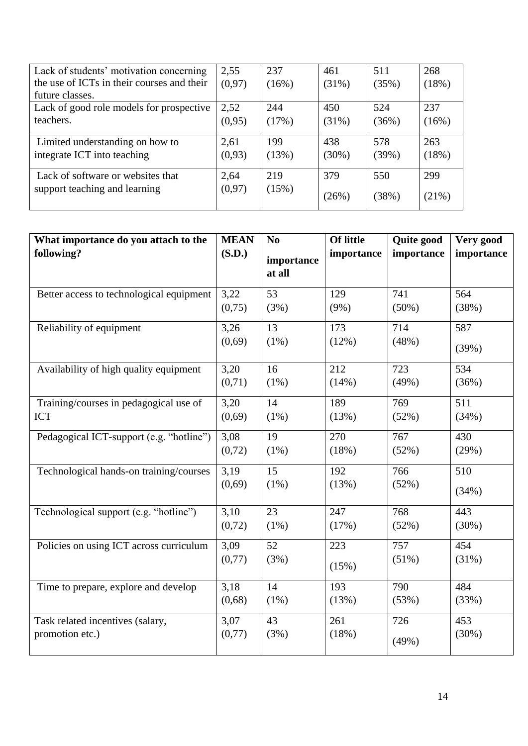| | | | | | |
|---|---|---|---|---|---|
| Lack of students' motivation concerning the use of ICTs in their courses and their future classes. | 2,55 (0,97) | 237 (16%) | 461 (31%) | 511 (35%) | 268 (18%) |
| Lack of good role models for prospective teachers. | 2,52 (0,95) | 244 (17%) | 450 (31%) | 524 (36%) | 237 (16%) |
| Limited understanding on how to integrate ICT into teaching | 2,61 (0,93) | 199 (13%) | 438 (30%) | 578 (39%) | 263 (18%) |
| Lack of software or websites that support teaching and learning | 2,64 (0,97) | 219 (15%) | 379 (26%) | 550 (38%) | 299 (21%) |

| What importance do you attach to the following? | MEAN (S.D.) | No importance at all | Of little importance | Quite good importance | Very good importance |
|---|---|---|---|---|---|
| Better access to technological equipment | 3,22 (0,75) | 53 (3%) | 129 (9%) | 741 (50%) | 564 (38%) |
| Reliability of equipment | 3,26 (0,69) | 13 (1%) | 173 (12%) | 714 (48%) | 587 (39%) |
| Availability of high quality equipment | 3,20 (0,71) | 16 (1%) | 212 (14%) | 723 (49%) | 534 (36%) |
| Training/courses in pedagogical use of ICT | 3,20 (0,69) | 14 (1%) | 189 (13%) | 769 (52%) | 511 (34%) |
| Pedagogical ICT-support (e.g. "hotline") | 3,08 (0,72) | 19 (1%) | 270 (18%) | 767 (52%) | 430 (29%) |
| Technological hands-on training/courses | 3,19 (0,69) | 15 (1%) | 192 (13%) | 766 (52%) | 510 (34%) |
| Technological support (e.g. "hotline") | 3,10 (0,72) | 23 (1%) | 247 (17%) | 768 (52%) | 443 (30%) |
| Policies on using ICT across curriculum | 3,09 (0,77) | 52 (3%) | 223 (15%) | 757 (51%) | 454 (31%) |
| Time to prepare, explore and develop | 3,18 (0,68) | 14 (1%) | 193 (13%) | 790 (53%) | 484 (33%) |
| Task related incentives (salary, promotion etc.) | 3,07 (0,77) | 43 (3%) | 261 (18%) | 726 (49%) | 453 (30%) |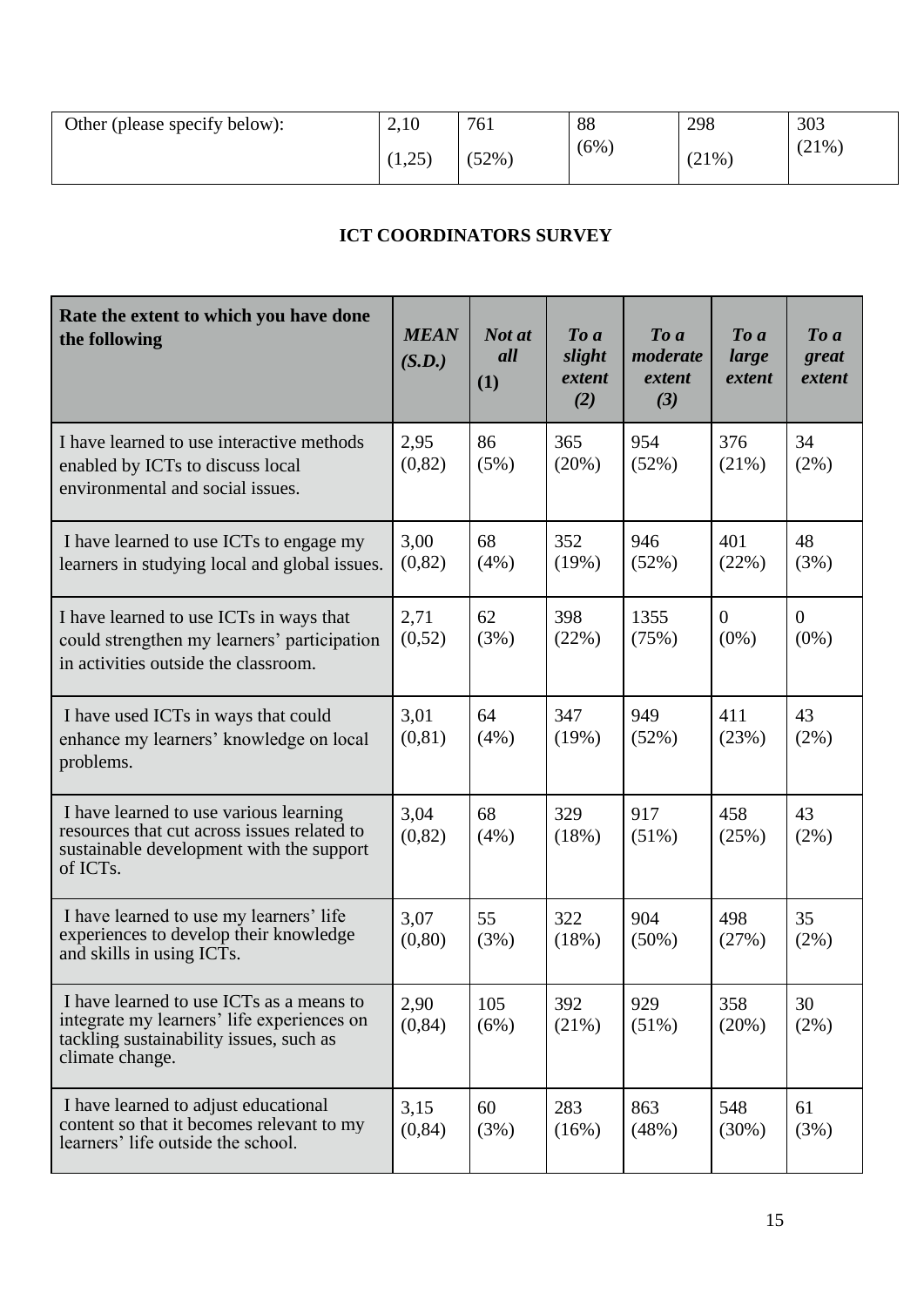| Other (please specify below): | 2,10 (1,25) | 761 (52%) | 88 (6%) | 298 (21%) | 303 (21%) |
|---|---|---|---|---|---|

**ICT COORDINATORS SURVEY**

| **Rate the extent to which you have done the following** | ***MEAN (S.D.)*** | ***Not at all (1)*** | ***To a slight extent (2)*** | ***To a moderate extent (3)*** | ***To a large extent*** | ***To a great extent*** |
|---|---|---|---|---|---|---|
| I have learned to use interactive methods enabled by ICTs to discuss local environmental and social issues. | 2,95 (0,82) | 86 (5%) | 365 (20%) | 954 (52%) | 376 (21%) | 34 (2%) |
| I have learned to use ICTs to engage my learners in studying local and global issues. | 3,00 (0,82) | 68 (4%) | 352 (19%) | 946 (52%) | 401 (22%) | 48 (3%) |
| I have learned to use ICTs in ways that could strengthen my learners' participation in activities outside the classroom. | 2,71 (0,52) | 62 (3%) | 398 (22%) | 1355 (75%) | 0 (0%) | 0 (0%) |
| I have used ICTs in ways that could enhance my learners' knowledge on local problems. | 3,01 (0,81) | 64 (4%) | 347 (19%) | 949 (52%) | 411 (23%) | 43 (2%) |
| I have learned to use various learning resources that cut across issues related to sustainable development with the support of ICTs. | 3,04 (0,82) | 68 (4%) | 329 (18%) | 917 (51%) | 458 (25%) | 43 (2%) |
| I have learned to use my learners' life experiences to develop their knowledge and skills in using ICTs. | 3,07 (0,80) | 55 (3%) | 322 (18%) | 904 (50%) | 498 (27%) | 35 (2%) |
| I have learned to use ICTs as a means to integrate my learners' life experiences on tackling sustainability issues, such as climate change. | 2,90 (0,84) | 105 (6%) | 392 (21%) | 929 (51%) | 358 (20%) | 30 (2%) |
| I have learned to adjust educational content so that it becomes relevant to my learners' life outside the school. | 3,15 (0,84) | 60 (3%) | 283 (16%) | 863 (48%) | 548 (30%) | 61 (3%) |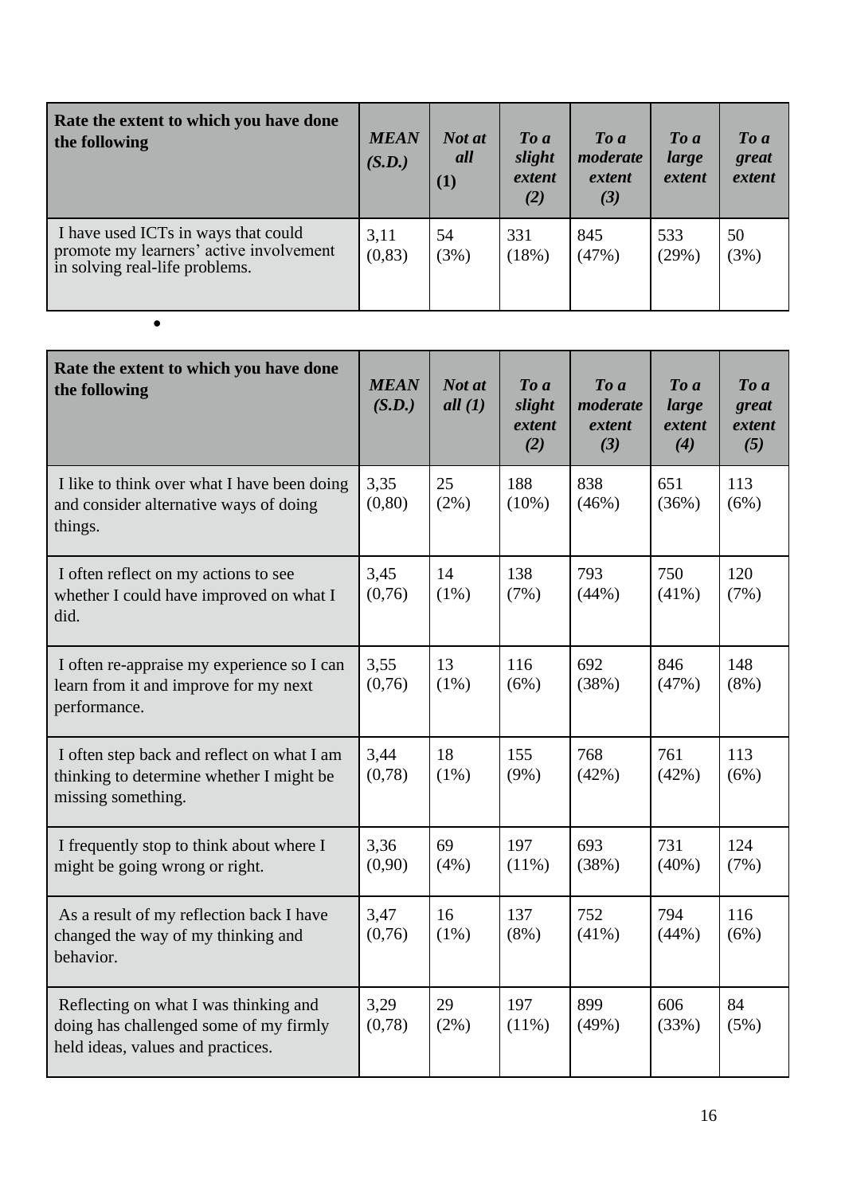| Rate the extent to which you have done the following | *MEAN (S.D.)* | *Not at all* (1) | *To a slight extent (2)* | *To a moderate extent (3)* | *To a large extent* | *To a great extent* |
|---|---|---|---|---|---|---|
| I have used ICTs in ways that could promote my learners' active involvement in solving real-life problems. | 3,11 (0,83) | 54 (3%) | 331 (18%) | 845 (47%) | 533 (29%) | 50 (3%) |

- 

| Rate the extent to which you have done the following | *MEAN (S.D.)* | *Not at all (1)* | *To a slight extent (2)* | *To a moderate extent (3)* | *To a large extent (4)* | *To a great extent (5)* |
|---|---|---|---|---|---|---|
| I like to think over what I have been doing and consider alternative ways of doing things. | 3,35 (0,80) | 25 (2%) | 188 (10%) | 838 (46%) | 651 (36%) | 113 (6%) |
| I often reflect on my actions to see whether I could have improved on what I did. | 3,45 (0,76) | 14 (1%) | 138 (7%) | 793 (44%) | 750 (41%) | 120 (7%) |
| I often re-appraise my experience so I can learn from it and improve for my next performance. | 3,55 (0,76) | 13 (1%) | 116 (6%) | 692 (38%) | 846 (47%) | 148 (8%) |
| I often step back and reflect on what I am thinking to determine whether I might be missing something. | 3,44 (0,78) | 18 (1%) | 155 (9%) | 768 (42%) | 761 (42%) | 113 (6%) |
| I frequently stop to think about where I might be going wrong or right. | 3,36 (0,90) | 69 (4%) | 197 (11%) | 693 (38%) | 731 (40%) | 124 (7%) |
| As a result of my reflection back I have changed the way of my thinking and behavior. | 3,47 (0,76) | 16 (1%) | 137 (8%) | 752 (41%) | 794 (44%) | 116 (6%) |
| Reflecting on what I was thinking and doing has challenged some of my firmly held ideas, values and practices. | 3,29 (0,78) | 29 (2%) | 197 (11%) | 899 (49%) | 606 (33%) | 84 (5%) |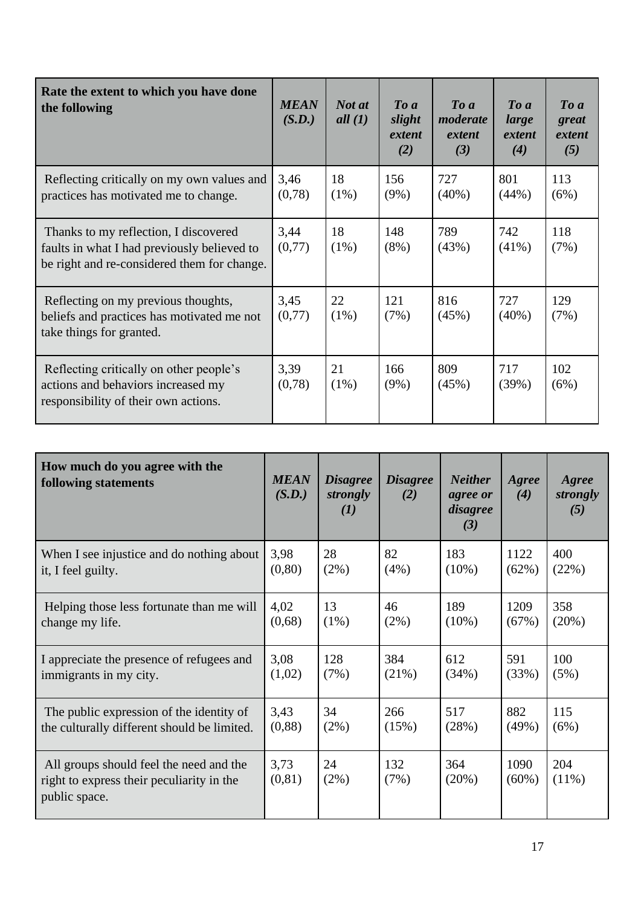| Rate the extent to which you have done the following | *MEAN (S.D.)* | *Not at all (1)* | *To a slight extent (2)* | *To a moderate extent (3)* | *To a large extent (4)* | *To a great extent (5)* |
|---|---|---|---|---|---|---|
| Reflecting critically on my own values and practices has motivated me to change. | 3,46 (0,78) | 18 (1%) | 156 (9%) | 727 (40%) | 801 (44%) | 113 (6%) |
| Thanks to my reflection, I discovered faults in what I had previously believed to be right and re-considered them for change. | 3,44 (0,77) | 18 (1%) | 148 (8%) | 789 (43%) | 742 (41%) | 118 (7%) |
| Reflecting on my previous thoughts, beliefs and practices has motivated me not take things for granted. | 3,45 (0,77) | 22 (1%) | 121 (7%) | 816 (45%) | 727 (40%) | 129 (7%) |
| Reflecting critically on other people's actions and behaviors increased my responsibility of their own actions. | 3,39 (0,78) | 21 (1%) | 166 (9%) | 809 (45%) | 717 (39%) | 102 (6%) |

| How much do you agree with the following statements | *MEAN (S.D.)* | *Disagree strongly (1)* | *Disagree (2)* | *Neither agree or disagree (3)* | *Agree (4)* | *Agree strongly (5)* |
|---|---|---|---|---|---|---|
| When I see injustice and do nothing about it, I feel guilty. | 3,98 (0,80) | 28 (2%) | 82 (4%) | 183 (10%) | 1122 (62%) | 400 (22%) |
| Helping those less fortunate than me will change my life. | 4,02 (0,68) | 13 (1%) | 46 (2%) | 189 (10%) | 1209 (67%) | 358 (20%) |
| I appreciate the presence of refugees and immigrants in my city. | 3,08 (1,02) | 128 (7%) | 384 (21%) | 612 (34%) | 591 (33%) | 100 (5%) |
| The public expression of the identity of the culturally different should be limited. | 3,43 (0,88) | 34 (2%) | 266 (15%) | 517 (28%) | 882 (49%) | 115 (6%) |
| All groups should feel the need and the right to express their peculiarity in the public space. | 3,73 (0,81) | 24 (2%) | 132 (7%) | 364 (20%) | 1090 (60%) | 204 (11%) |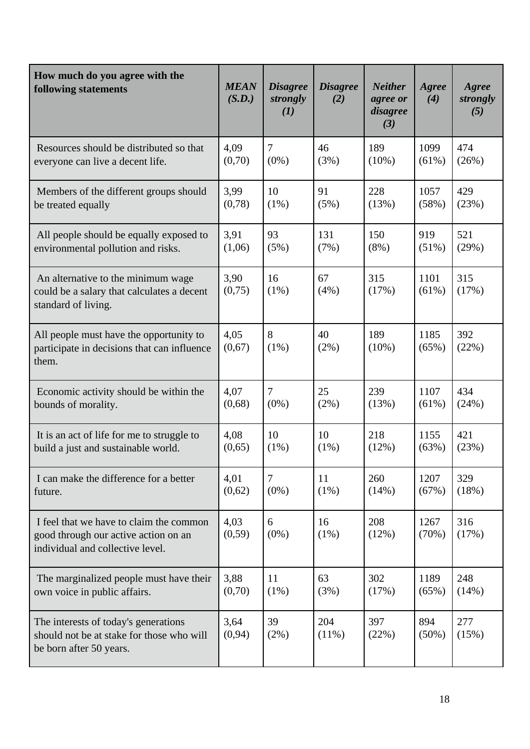| How much do you agree with the following statements | *MEAN (S.D.)* | *Disagree strongly (1)* | *Disagree (2)* | *Neither agree or disagree (3)* | *Agree (4)* | *Agree strongly (5)* |
|---|---|---|---|---|---|---|
| Resources should be distributed so that everyone can live a decent life. | 4,09 (0,70) | 7 (0%) | 46 (3%) | 189 (10%) | 1099 (61%) | 474 (26%) |
| Members of the different groups should be treated equally | 3,99 (0,78) | 10 (1%) | 91 (5%) | 228 (13%) | 1057 (58%) | 429 (23%) |
| All people should be equally exposed to environmental pollution and risks. | 3,91 (1,06) | 93 (5%) | 131 (7%) | 150 (8%) | 919 (51%) | 521 (29%) |
| An alternative to the minimum wage could be a salary that calculates a decent standard of living. | 3,90 (0,75) | 16 (1%) | 67 (4%) | 315 (17%) | 1101 (61%) | 315 (17%) |
| All people must have the opportunity to participate in decisions that can influence them. | 4,05 (0,67) | 8 (1%) | 40 (2%) | 189 (10%) | 1185 (65%) | 392 (22%) |
| Economic activity should be within the bounds of morality. | 4,07 (0,68) | 7 (0%) | 25 (2%) | 239 (13%) | 1107 (61%) | 434 (24%) |
| It is an act of life for me to struggle to build a just and sustainable world. | 4,08 (0,65) | 10 (1%) | 10 (1%) | 218 (12%) | 1155 (63%) | 421 (23%) |
| I can make the difference for a better future. | 4,01 (0,62) | 7 (0%) | 11 (1%) | 260 (14%) | 1207 (67%) | 329 (18%) |
| I feel that we have to claim the common good through our active action on an individual and collective level. | 4,03 (0,59) | 6 (0%) | 16 (1%) | 208 (12%) | 1267 (70%) | 316 (17%) |
| The marginalized people must have their own voice in public affairs. | 3,88 (0,70) | 11 (1%) | 63 (3%) | 302 (17%) | 1189 (65%) | 248 (14%) |
| The interests of today's generations should not be at stake for those who will be born after 50 years. | 3,64 (0,94) | 39 (2%) | 204 (11%) | 397 (22%) | 894 (50%) | 277 (15%) |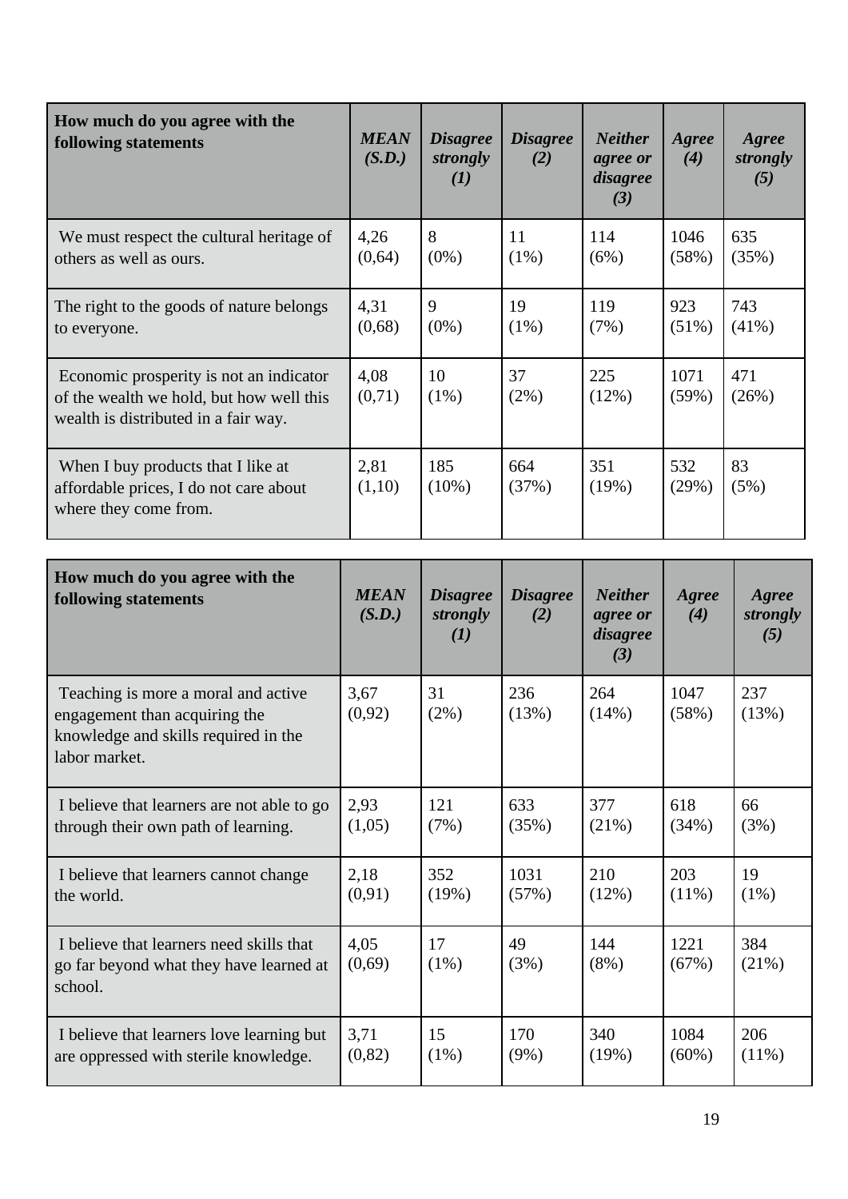| How much do you agree with the following statements | *MEAN (S.D.)* | *Disagree strongly (1)* | *Disagree (2)* | *Neither agree or disagree (3)* | *Agree (4)* | *Agree strongly (5)* |
|---|---|---|---|---|---|---|
| We must respect the cultural heritage of others as well as ours. | 4,26 (0,64) | 8 (0%) | 11 (1%) | 114 (6%) | 1046 (58%) | 635 (35%) |
| The right to the goods of nature belongs to everyone. | 4,31 (0,68) | 9 (0%) | 19 (1%) | 119 (7%) | 923 (51%) | 743 (41%) |
| Economic prosperity is not an indicator of the wealth we hold, but how well this wealth is distributed in a fair way. | 4,08 (0,71) | 10 (1%) | 37 (2%) | 225 (12%) | 1071 (59%) | 471 (26%) |
| When I buy products that I like at affordable prices, I do not care about where they come from. | 2,81 (1,10) | 185 (10%) | 664 (37%) | 351 (19%) | 532 (29%) | 83 (5%) |

| How much do you agree with the following statements | *MEAN (S.D.)* | *Disagree strongly (1)* | *Disagree (2)* | *Neither agree or disagree (3)* | *Agree (4)* | *Agree strongly (5)* |
|---|---|---|---|---|---|---|
| Teaching is more a moral and active engagement than acquiring the knowledge and skills required in the labor market. | 3,67 (0,92) | 31 (2%) | 236 (13%) | 264 (14%) | 1047 (58%) | 237 (13%) |
| I believe that learners are not able to go through their own path of learning. | 2,93 (1,05) | 121 (7%) | 633 (35%) | 377 (21%) | 618 (34%) | 66 (3%) |
| I believe that learners cannot change the world. | 2,18 (0,91) | 352 (19%) | 1031 (57%) | 210 (12%) | 203 (11%) | 19 (1%) |
| I believe that learners need skills that go far beyond what they have learned at school. | 4,05 (0,69) | 17 (1%) | 49 (3%) | 144 (8%) | 1221 (67%) | 384 (21%) |
| I believe that learners love learning but are oppressed with sterile knowledge. | 3,71 (0,82) | 15 (1%) | 170 (9%) | 340 (19%) | 1084 (60%) | 206 (11%) |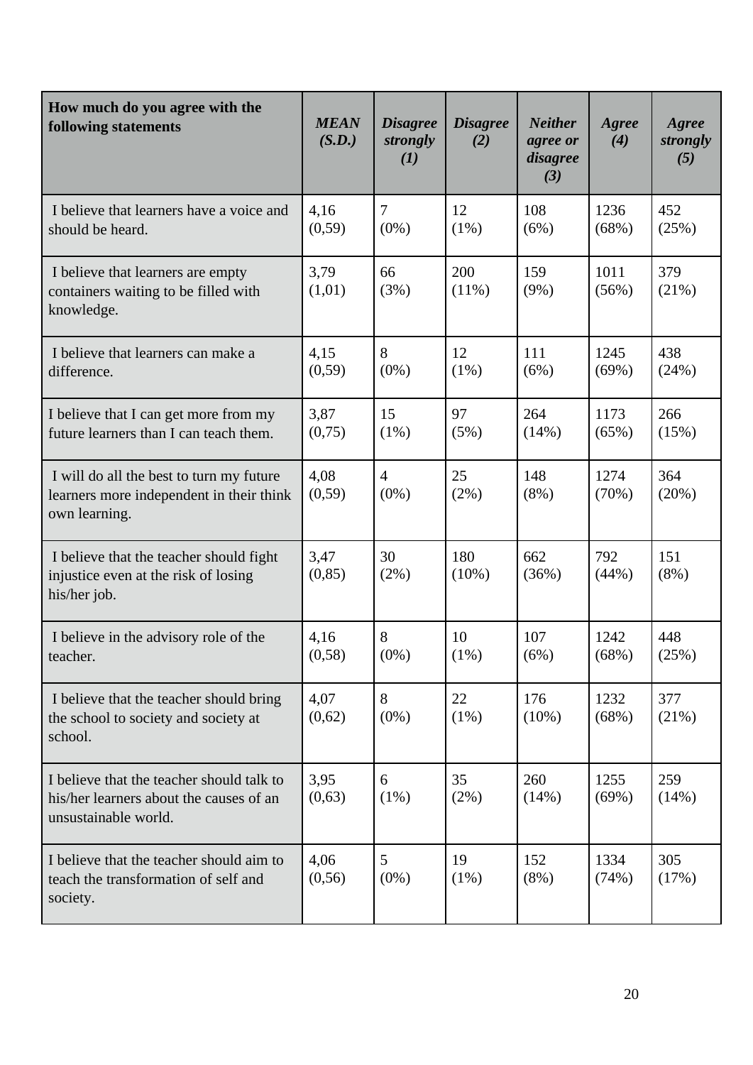| How much do you agree with the following statements | *MEAN (S.D.)* | *Disagree strongly (1)* | *Disagree (2)* | *Neither agree or disagree (3)* | *Agree (4)* | *Agree strongly (5)* |
|---|---|---|---|---|---|---|
| I believe that learners have a voice and should be heard. | 4,16 (0,59) | 7 (0%) | 12 (1%) | 108 (6%) | 1236 (68%) | 452 (25%) |
| I believe that learners are empty containers waiting to be filled with knowledge. | 3,79 (1,01) | 66 (3%) | 200 (11%) | 159 (9%) | 1011 (56%) | 379 (21%) |
| I believe that learners can make a difference. | 4,15 (0,59) | 8 (0%) | 12 (1%) | 111 (6%) | 1245 (69%) | 438 (24%) |
| I believe that I can get more from my future learners than I can teach them. | 3,87 (0,75) | 15 (1%) | 97 (5%) | 264 (14%) | 1173 (65%) | 266 (15%) |
| I will do all the best to turn my future learners more independent in their think own learning. | 4,08 (0,59) | 4 (0%) | 25 (2%) | 148 (8%) | 1274 (70%) | 364 (20%) |
| I believe that the teacher should fight injustice even at the risk of losing his/her job. | 3,47 (0,85) | 30 (2%) | 180 (10%) | 662 (36%) | 792 (44%) | 151 (8%) |
| I believe in the advisory role of the teacher. | 4,16 (0,58) | 8 (0%) | 10 (1%) | 107 (6%) | 1242 (68%) | 448 (25%) |
| I believe that the teacher should bring the school to society and society at school. | 4,07 (0,62) | 8 (0%) | 22 (1%) | 176 (10%) | 1232 (68%) | 377 (21%) |
| I believe that the teacher should talk to his/her learners about the causes of an unsustainable world. | 3,95 (0,63) | 6 (1%) | 35 (2%) | 260 (14%) | 1255 (69%) | 259 (14%) |
| I believe that the teacher should aim to teach the transformation of self and society. | 4,06 (0,56) | 5 (0%) | 19 (1%) | 152 (8%) | 1334 (74%) | 305 (17%) |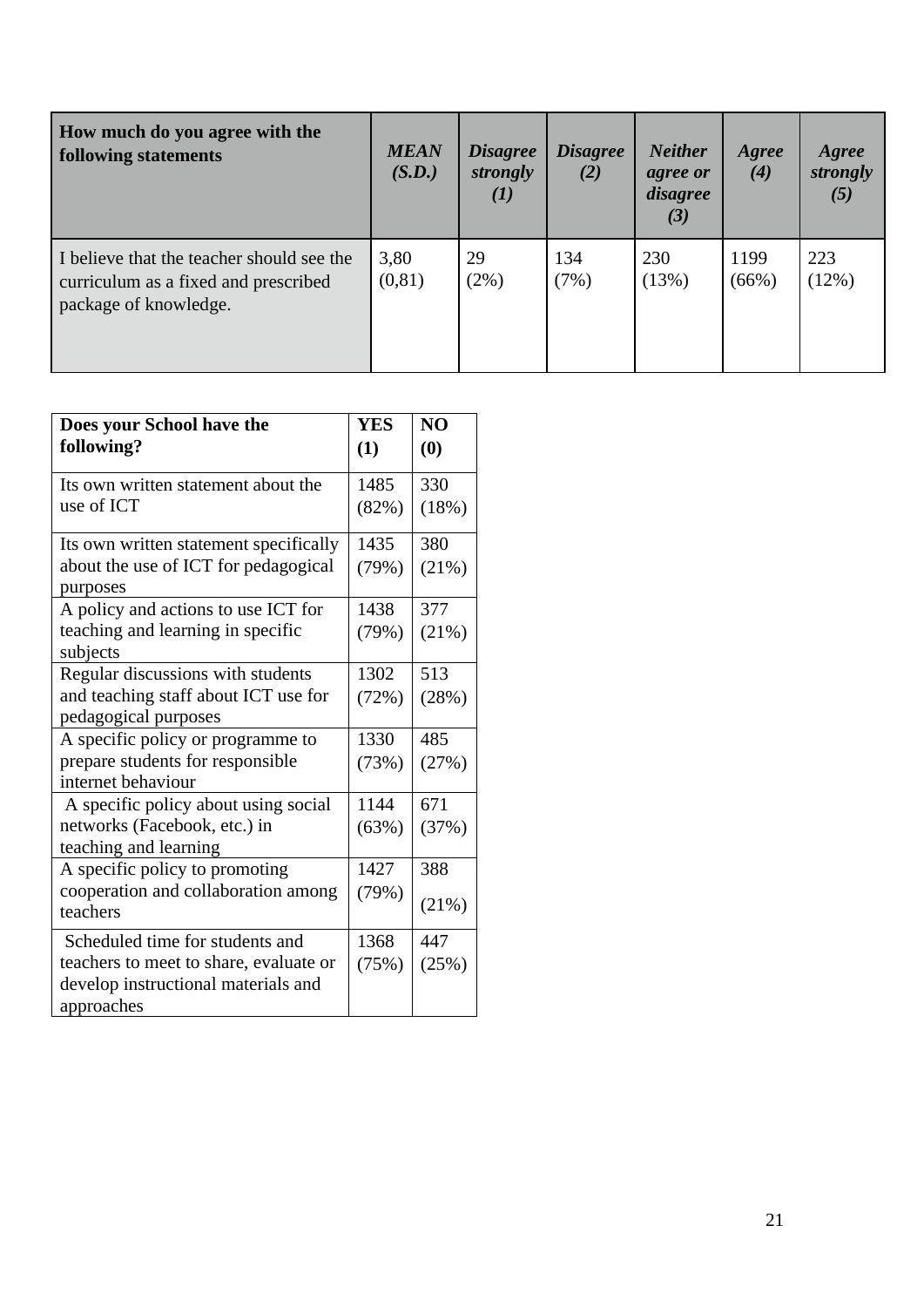| How much do you agree with the following statements | *MEAN (S.D.)* | *Disagree strongly (1)* | *Disagree (2)* | *Neither agree or disagree (3)* | *Agree (4)* | *Agree strongly (5)* |
|---|---|---|---|---|---|---|
| I believe that the teacher should see the curriculum as a fixed and prescribed package of knowledge. | 3,80 (0,81) | 29 (2%) | 134 (7%) | 230 (13%) | 1199 (66%) | 223 (12%) |

| Does your School have the following? | YES (1) | NO (0) |
|---|---|---|
| Its own written statement about the use of ICT | 1485 (82%) | 330 (18%) |
| Its own written statement specifically about the use of ICT for pedagogical purposes | 1435 (79%) | 380 (21%) |
| A policy and actions to use ICT for teaching and learning in specific subjects | 1438 (79%) | 377 (21%) |
| Regular discussions with students and teaching staff about ICT use for pedagogical purposes | 1302 (72%) | 513 (28%) |
| A specific policy or programme to prepare students for responsible internet behaviour | 1330 (73%) | 485 (27%) |
| A specific policy about using social networks (Facebook, etc.) in teaching and learning | 1144 (63%) | 671 (37%) |
| A specific policy to promoting cooperation and collaboration among teachers | 1427 (79%) | 388 (21%) |
| Scheduled time for students and teachers to meet to share, evaluate or develop instructional materials and approaches | 1368 (75%) | 447 (25%) |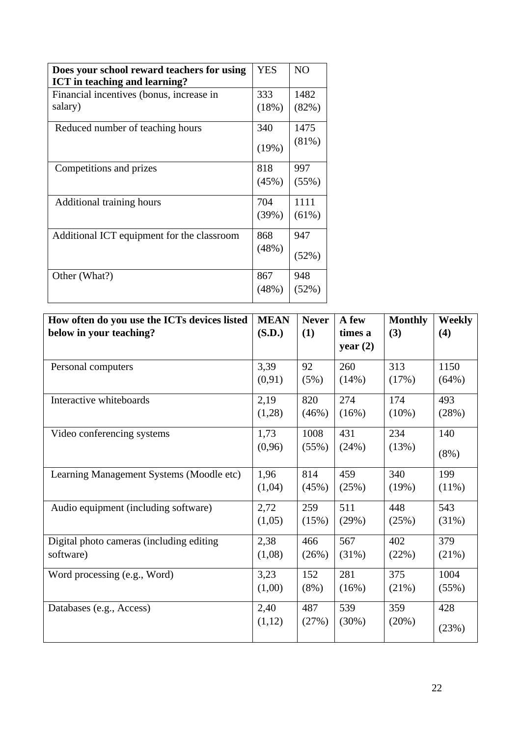| Does your school reward teachers for using ICT in teaching and learning? | YES | NO |
| --- | --- | --- |
| Financial incentives (bonus, increase in salary) | 333 (18%) | 1482 (82%) |
| Reduced number of teaching hours | 340 (19%) | 1475 (81%) |
| Competitions and prizes | 818 (45%) | 997 (55%) |
| Additional training hours | 704 (39%) | 1111 (61%) |
| Additional ICT equipment for the classroom | 868 (48%) | 947 (52%) |
| Other (What?) | 867 (48%) | 948 (52%) |

| How often do you use the ICTs devices listed below in your teaching? | MEAN (S.D.) | Never (1) | A few times a year (2) | Monthly (3) | Weekly (4) |
| --- | --- | --- | --- | --- | --- |
| Personal computers | 3,39 (0,91) | 92 (5%) | 260 (14%) | 313 (17%) | 1150 (64%) |
| Interactive whiteboards | 2,19 (1,28) | 820 (46%) | 274 (16%) | 174 (10%) | 493 (28%) |
| Video conferencing systems | 1,73 (0,96) | 1008 (55%) | 431 (24%) | 234 (13%) | 140 (8%) |
| Learning Management Systems (Moodle etc) | 1,96 (1,04) | 814 (45%) | 459 (25%) | 340 (19%) | 199 (11%) |
| Audio equipment (including software) | 2,72 (1,05) | 259 (15%) | 511 (29%) | 448 (25%) | 543 (31%) |
| Digital photo cameras (including editing software) | 2,38 (1,08) | 466 (26%) | 567 (31%) | 402 (22%) | 379 (21%) |
| Word processing (e.g., Word) | 3,23 (1,00) | 152 (8%) | 281 (16%) | 375 (21%) | 1004 (55%) |
| Databases (e.g., Access) | 2,40 (1,12) | 487 (27%) | 539 (30%) | 359 (20%) | 428 (23%) |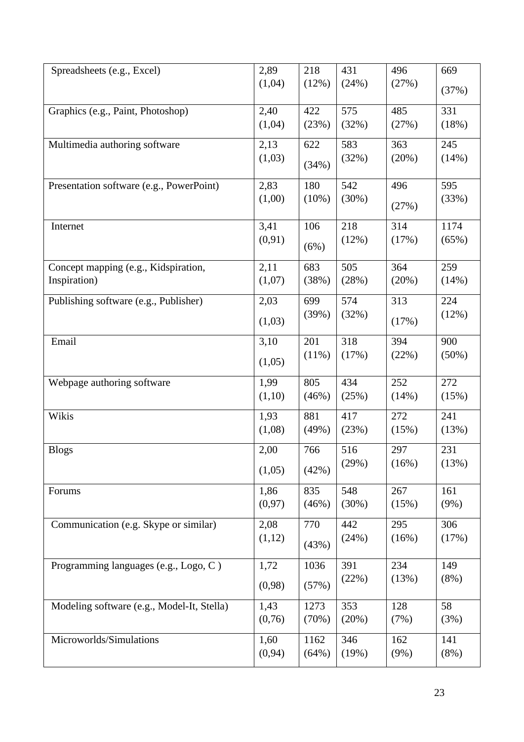| | | | | | |
|---|---|---|---|---|---|
| Spreadsheets (e.g., Excel) | 2,89 (1,04) | 218 (12%) | 431 (24%) | 496 (27%) | 669 (37%) |
| Graphics (e.g., Paint, Photoshop) | 2,40 (1,04) | 422 (23%) | 575 (32%) | 485 (27%) | 331 (18%) |
| Multimedia authoring software | 2,13 (1,03) | 622 (34%) | 583 (32%) | 363 (20%) | 245 (14%) |
| Presentation software (e.g., PowerPoint) | 2,83 (1,00) | 180 (10%) | 542 (30%) | 496 (27%) | 595 (33%) |
| Internet | 3,41 (0,91) | 106 (6%) | 218 (12%) | 314 (17%) | 1174 (65%) |
| Concept mapping (e.g., Kidspiration, Inspiration) | 2,11 (1,07) | 683 (38%) | 505 (28%) | 364 (20%) | 259 (14%) |
| Publishing software (e.g., Publisher) | 2,03 (1,03) | 699 (39%) | 574 (32%) | 313 (17%) | 224 (12%) |
| Email | 3,10 (1,05) | 201 (11%) | 318 (17%) | 394 (22%) | 900 (50%) |
| Webpage authoring software | 1,99 (1,10) | 805 (46%) | 434 (25%) | 252 (14%) | 272 (15%) |
| Wikis | 1,93 (1,08) | 881 (49%) | 417 (23%) | 272 (15%) | 241 (13%) |
| Blogs | 2,00 (1,05) | 766 (42%) | 516 (29%) | 297 (16%) | 231 (13%) |
| Forums | 1,86 (0,97) | 835 (46%) | 548 (30%) | 267 (15%) | 161 (9%) |
| Communication (e.g. Skype or similar) | 2,08 (1,12) | 770 (43%) | 442 (24%) | 295 (16%) | 306 (17%) |
| Programming languages (e.g., Logo, C ) | 1,72 (0,98) | 1036 (57%) | 391 (22%) | 234 (13%) | 149 (8%) |
| Modeling software (e.g., Model-It, Stella) | 1,43 (0,76) | 1273 (70%) | 353 (20%) | 128 (7%) | 58 (3%) |
| Microworlds/Simulations | 1,60 (0,94) | 1162 (64%) | 346 (19%) | 162 (9%) | 141 (8%) |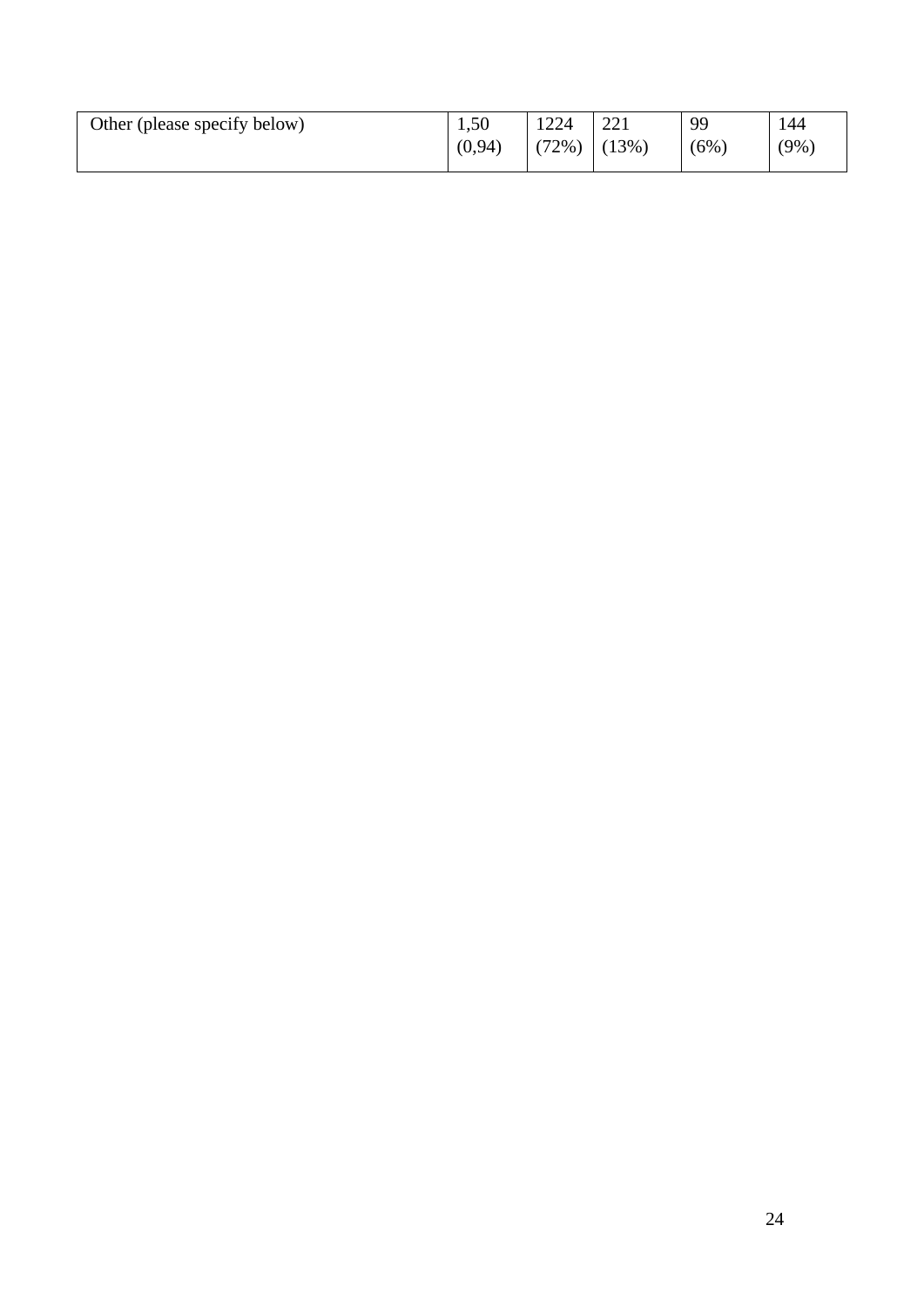| Other (please specify below) | 1,50 (0,94) | 1224 (72%) | 221 (13%) | 99 (6%) | 144 (9%) |
|---|---|---|---|---|---|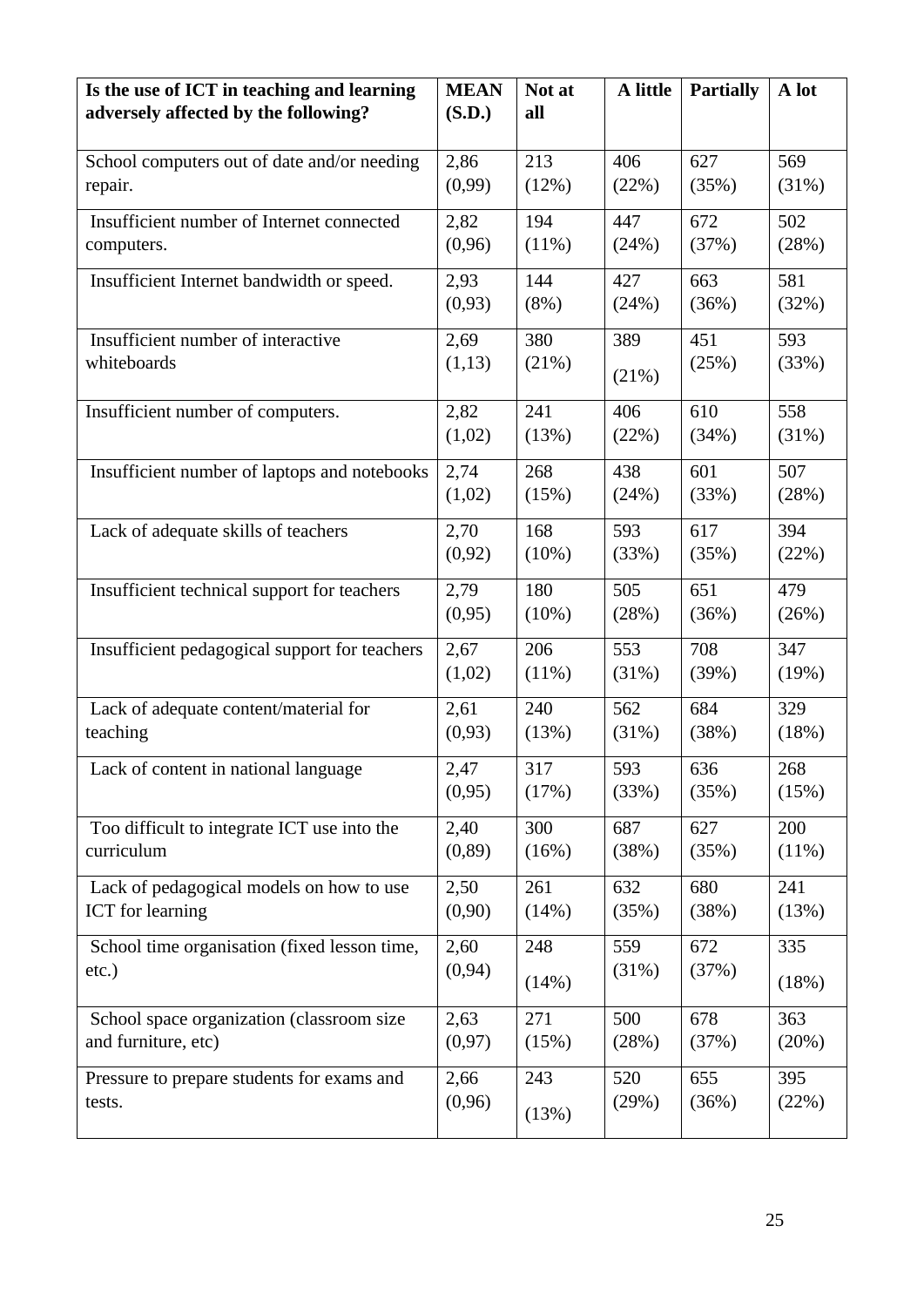| Is the use of ICT in teaching and learning adversely affected by the following? | MEAN (S.D.) | Not at all | A little | Partially | A lot |
|---|---|---|---|---|---|
| School computers out of date and/or needing repair. | 2,86 (0,99) | 213 (12%) | 406 (22%) | 627 (35%) | 569 (31%) |
| Insufficient number of Internet connected computers. | 2,82 (0,96) | 194 (11%) | 447 (24%) | 672 (37%) | 502 (28%) |
| Insufficient Internet bandwidth or speed. | 2,93 (0,93) | 144 (8%) | 427 (24%) | 663 (36%) | 581 (32%) |
| Insufficient number of interactive whiteboards | 2,69 (1,13) | 380 (21%) | 389 (21%) | 451 (25%) | 593 (33%) |
| Insufficient number of computers. | 2,82 (1,02) | 241 (13%) | 406 (22%) | 610 (34%) | 558 (31%) |
| Insufficient number of laptops and notebooks | 2,74 (1,02) | 268 (15%) | 438 (24%) | 601 (33%) | 507 (28%) |
| Lack of adequate skills of teachers | 2,70 (0,92) | 168 (10%) | 593 (33%) | 617 (35%) | 394 (22%) |
| Insufficient technical support for teachers | 2,79 (0,95) | 180 (10%) | 505 (28%) | 651 (36%) | 479 (26%) |
| Insufficient pedagogical support for teachers | 2,67 (1,02) | 206 (11%) | 553 (31%) | 708 (39%) | 347 (19%) |
| Lack of adequate content/material for teaching | 2,61 (0,93) | 240 (13%) | 562 (31%) | 684 (38%) | 329 (18%) |
| Lack of content in national language | 2,47 (0,95) | 317 (17%) | 593 (33%) | 636 (35%) | 268 (15%) |
| Too difficult to integrate ICT use into the curriculum | 2,40 (0,89) | 300 (16%) | 687 (38%) | 627 (35%) | 200 (11%) |
| Lack of pedagogical models on how to use ICT for learning | 2,50 (0,90) | 261 (14%) | 632 (35%) | 680 (38%) | 241 (13%) |
| School time organisation (fixed lesson time, etc.) | 2,60 (0,94) | 248 (14%) | 559 (31%) | 672 (37%) | 335 (18%) |
| School space organization (classroom size and furniture, etc) | 2,63 (0,97) | 271 (15%) | 500 (28%) | 678 (37%) | 363 (20%) |
| Pressure to prepare students for exams and tests. | 2,66 (0,96) | 243 (13%) | 520 (29%) | 655 (36%) | 395 (22%) |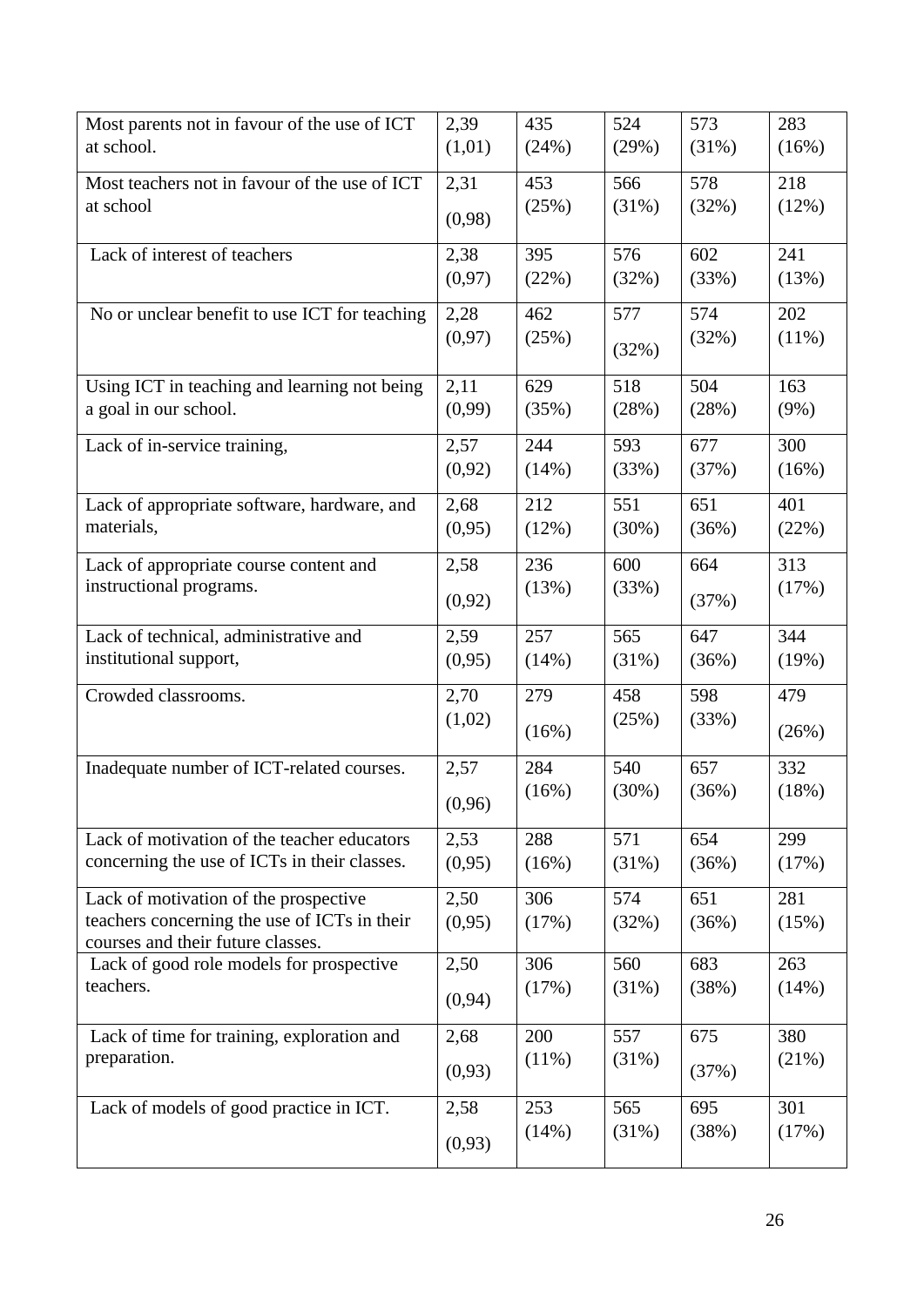| | | | | | |
|---|---|---|---|---|---|
| Most parents not in favour of the use of ICT at school. | 2,39 (1,01) | 435 (24%) | 524 (29%) | 573 (31%) | 283 (16%) |
| Most teachers not in favour of the use of ICT at school | 2,31 (0,98) | 453 (25%) | 566 (31%) | 578 (32%) | 218 (12%) |
| Lack of interest of teachers | 2,38 (0,97) | 395 (22%) | 576 (32%) | 602 (33%) | 241 (13%) |
| No or unclear benefit to use ICT for teaching | 2,28 (0,97) | 462 (25%) | 577 (32%) | 574 (32%) | 202 (11%) |
| Using ICT in teaching and learning not being a goal in our school. | 2,11 (0,99) | 629 (35%) | 518 (28%) | 504 (28%) | 163 (9%) |
| Lack of in-service training, | 2,57 (0,92) | 244 (14%) | 593 (33%) | 677 (37%) | 300 (16%) |
| Lack of appropriate software, hardware, and materials, | 2,68 (0,95) | 212 (12%) | 551 (30%) | 651 (36%) | 401 (22%) |
| Lack of appropriate course content and instructional programs. | 2,58 (0,92) | 236 (13%) | 600 (33%) | 664 (37%) | 313 (17%) |
| Lack of technical, administrative and institutional support, | 2,59 (0,95) | 257 (14%) | 565 (31%) | 647 (36%) | 344 (19%) |
| Crowded classrooms. | 2,70 (1,02) | 279 (16%) | 458 (25%) | 598 (33%) | 479 (26%) |
| Inadequate number of ICT-related courses. | 2,57 (0,96) | 284 (16%) | 540 (30%) | 657 (36%) | 332 (18%) |
| Lack of motivation of the teacher educators concerning the use of ICTs in their classes. | 2,53 (0,95) | 288 (16%) | 571 (31%) | 654 (36%) | 299 (17%) |
| Lack of motivation of the prospective teachers concerning the use of ICTs in their courses and their future classes. | 2,50 (0,95) | 306 (17%) | 574 (32%) | 651 (36%) | 281 (15%) |
| Lack of good role models for prospective teachers. | 2,50 (0,94) | 306 (17%) | 560 (31%) | 683 (38%) | 263 (14%) |
| Lack of time for training, exploration and preparation. | 2,68 (0,93) | 200 (11%) | 557 (31%) | 675 (37%) | 380 (21%) |
| Lack of models of good practice in ICT. | 2,58 (0,93) | 253 (14%) | 565 (31%) | 695 (38%) | 301 (17%) |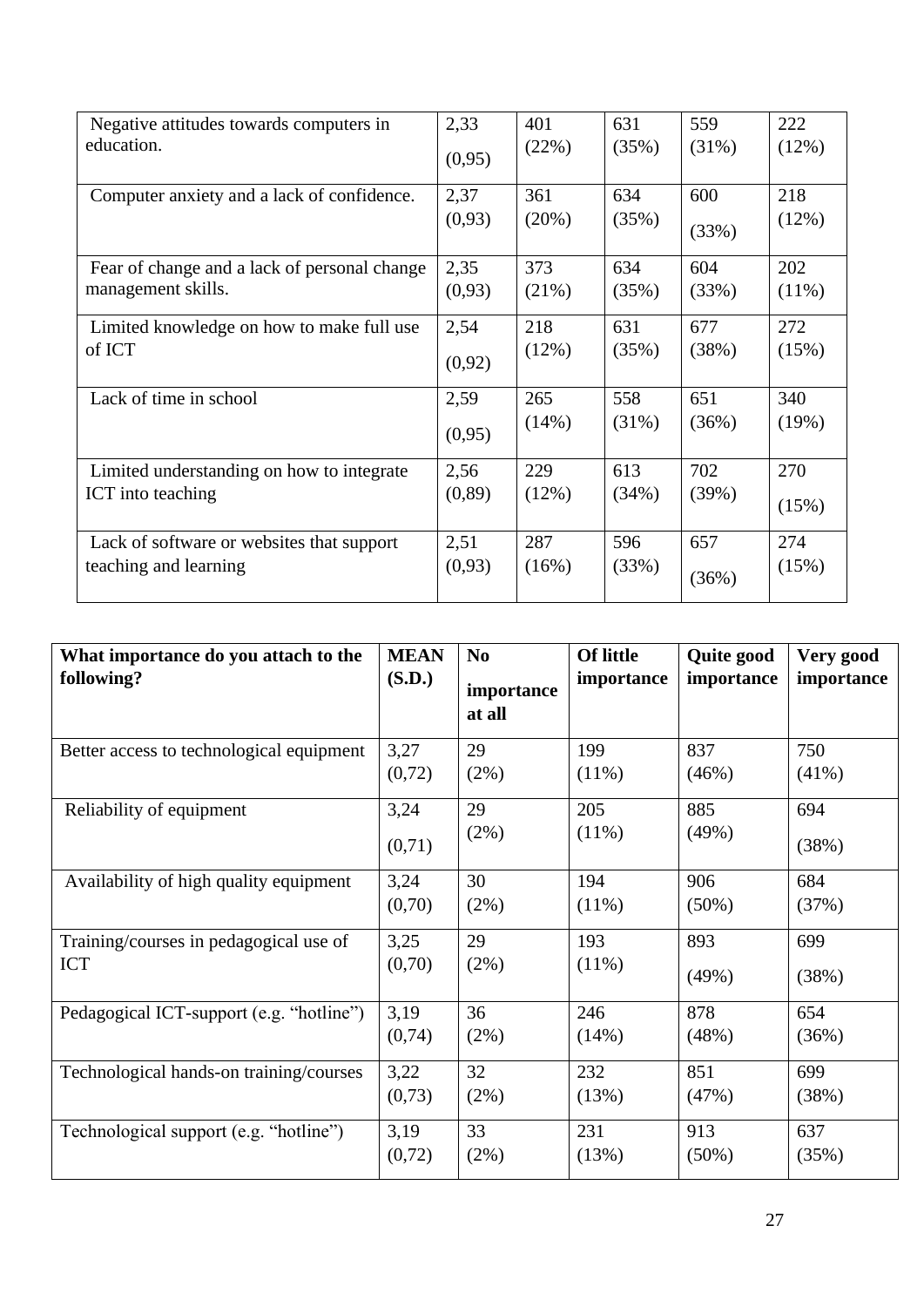| | | | | | |
|---|---|---|---|---|---|
| Negative attitudes towards computers in education. | 2,33 (0,95) | 401 (22%) | 631 (35%) | 559 (31%) | 222 (12%) |
| Computer anxiety and a lack of confidence. | 2,37 (0,93) | 361 (20%) | 634 (35%) | 600 (33%) | 218 (12%) |
| Fear of change and a lack of personal change management skills. | 2,35 (0,93) | 373 (21%) | 634 (35%) | 604 (33%) | 202 (11%) |
| Limited knowledge on how to make full use of ICT | 2,54 (0,92) | 218 (12%) | 631 (35%) | 677 (38%) | 272 (15%) |
| Lack of time in school | 2,59 (0,95) | 265 (14%) | 558 (31%) | 651 (36%) | 340 (19%) |
| Limited understanding on how to integrate ICT into teaching | 2,56 (0,89) | 229 (12%) | 613 (34%) | 702 (39%) | 270 (15%) |
| Lack of software or websites that support teaching and learning | 2,51 (0,93) | 287 (16%) | 596 (33%) | 657 (36%) | 274 (15%) |

| What importance do you attach to the following? | MEAN (S.D.) | No importance at all | Of little importance | Quite good importance | Very good importance |
|---|---|---|---|---|---|
| Better access to technological equipment | 3,27 (0,72) | 29 (2%) | 199 (11%) | 837 (46%) | 750 (41%) |
| Reliability of equipment | 3,24 (0,71) | 29 (2%) | 205 (11%) | 885 (49%) | 694 (38%) |
| Availability of high quality equipment | 3,24 (0,70) | 30 (2%) | 194 (11%) | 906 (50%) | 684 (37%) |
| Training/courses in pedagogical use of ICT | 3,25 (0,70) | 29 (2%) | 193 (11%) | 893 (49%) | 699 (38%) |
| Pedagogical ICT-support (e.g. "hotline") | 3,19 (0,74) | 36 (2%) | 246 (14%) | 878 (48%) | 654 (36%) |
| Technological hands-on training/courses | 3,22 (0,73) | 32 (2%) | 232 (13%) | 851 (47%) | 699 (38%) |
| Technological support (e.g. "hotline") | 3,19 (0,72) | 33 (2%) | 231 (13%) | 913 (50%) | 637 (35%) |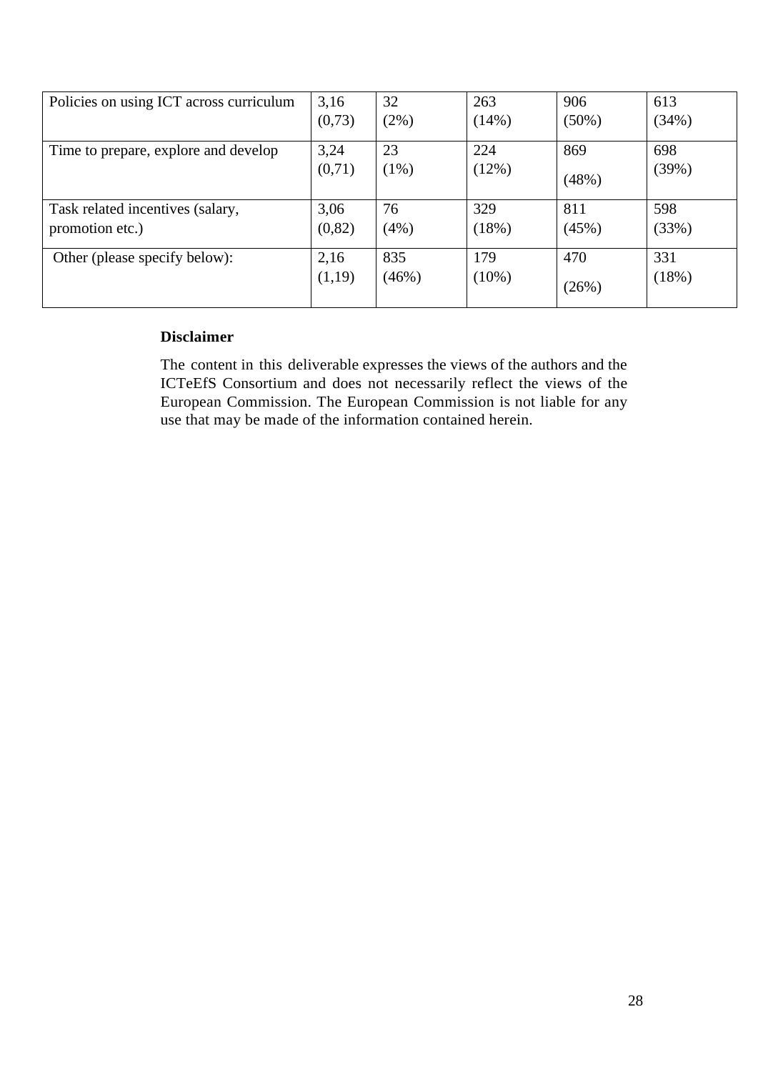| | | | | | |
|---|---|---|---|---|---|
| Policies on using ICT across curriculum | 3,16 (0,73) | 32 (2%) | 263 (14%) | 906 (50%) | 613 (34%) |
| Time to prepare, explore and develop | 3,24 (0,71) | 23 (1%) | 224 (12%) | 869 (48%) | 698 (39%) |
| Task related incentives (salary, promotion etc.) | 3,06 (0,82) | 76 (4%) | 329 (18%) | 811 (45%) | 598 (33%) |
| Other (please specify below): | 2,16 (1,19) | 835 (46%) | 179 (10%) | 470 (26%) | 331 (18%) |

**Disclaimer**

The content in this deliverable expresses the views of the authors and the ICTeEfS Consortium and does not necessarily reflect the views of the European Commission. The European Commission is not liable for any use that may be made of the information contained herein.